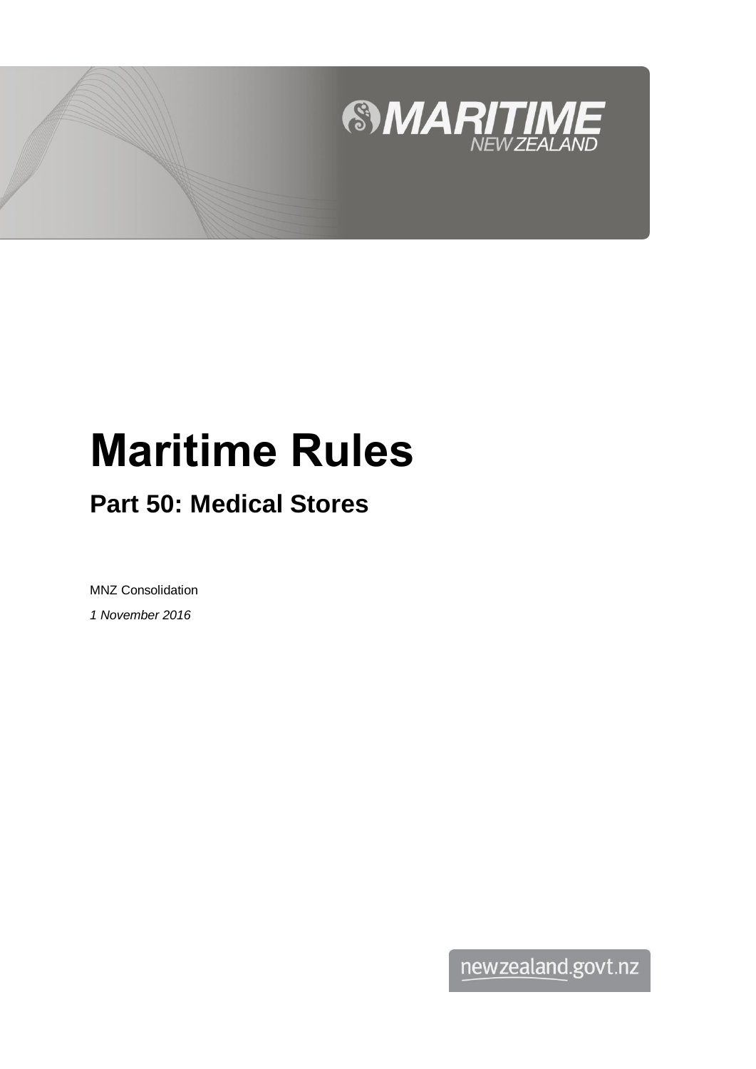MARITIME NEW ZEALAND

# Maritime Rules

## Part 50: Medical Stores

MNZ Consolidation

*1 November 2016*

newzealand.govt.nz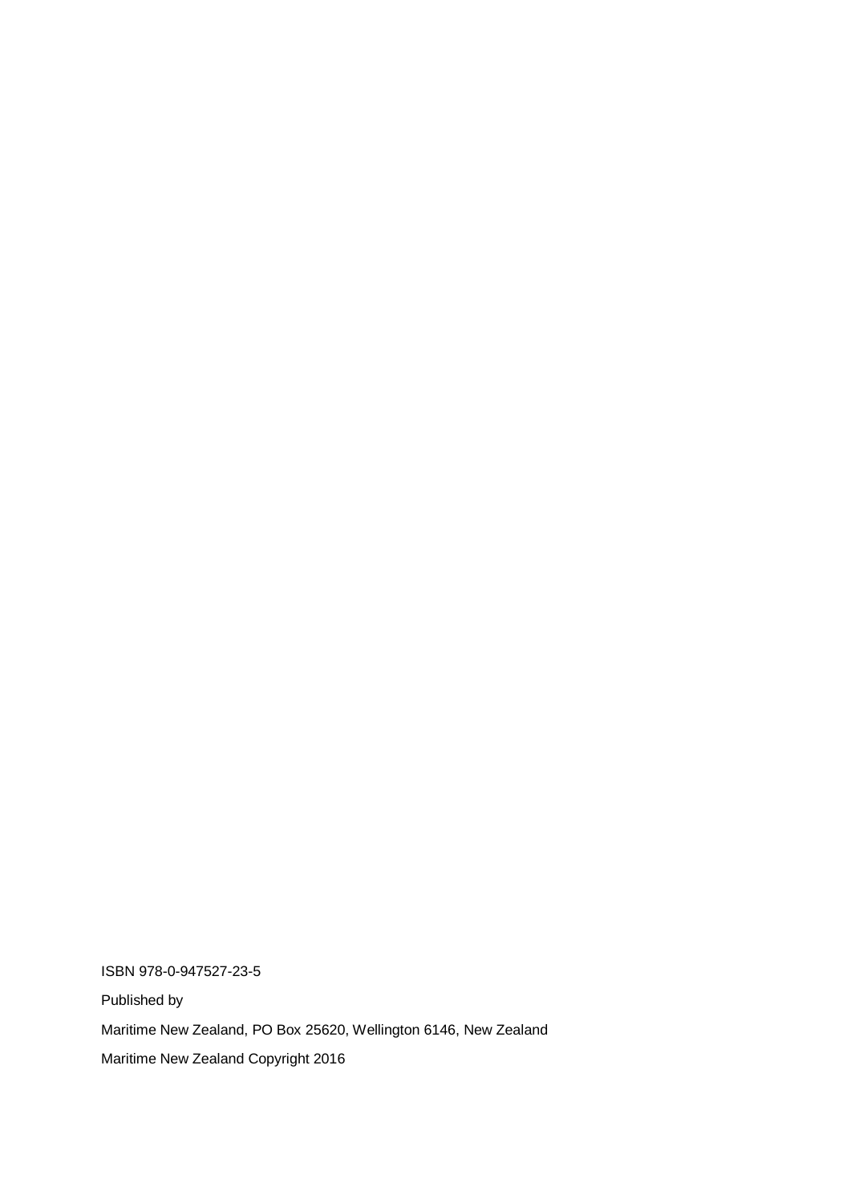ISBN 978-0-947527-23-5

Published by

Maritime New Zealand, PO Box 25620, Wellington 6146, New Zealand

Maritime New Zealand Copyright 2016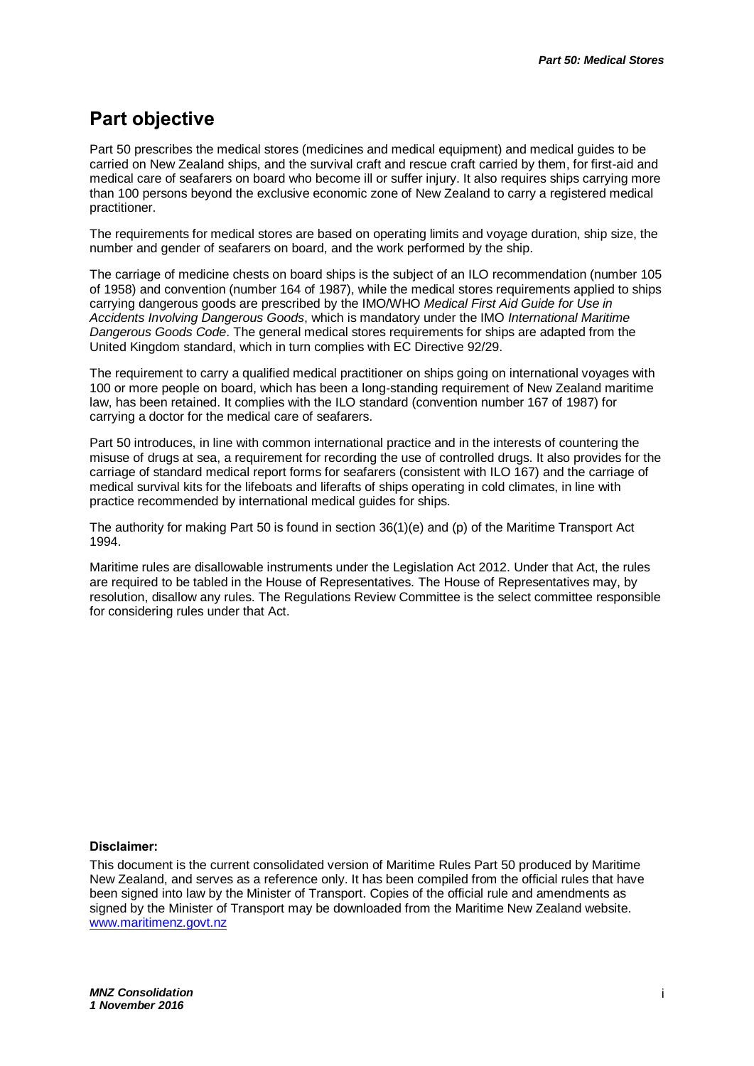# Part objective

Part 50 prescribes the medical stores (medicines and medical equipment) and medical guides to be carried on New Zealand ships, and the survival craft and rescue craft carried by them, for first-aid and medical care of seafarers on board who become ill or suffer injury. It also requires ships carrying more than 100 persons beyond the exclusive economic zone of New Zealand to carry a registered medical practitioner.

The requirements for medical stores are based on operating limits and voyage duration, ship size, the number and gender of seafarers on board, and the work performed by the ship.

The carriage of medicine chests on board ships is the subject of an ILO recommendation (number 105 of 1958) and convention (number 164 of 1987), while the medical stores requirements applied to ships carrying dangerous goods are prescribed by the IMO/WHO *Medical First Aid Guide for Use in Accidents Involving Dangerous Goods*, which is mandatory under the IMO *International Maritime Dangerous Goods Code*. The general medical stores requirements for ships are adapted from the United Kingdom standard, which in turn complies with EC Directive 92/29.

The requirement to carry a qualified medical practitioner on ships going on international voyages with 100 or more people on board, which has been a long-standing requirement of New Zealand maritime law, has been retained. It complies with the ILO standard (convention number 167 of 1987) for carrying a doctor for the medical care of seafarers.

Part 50 introduces, in line with common international practice and in the interests of countering the misuse of drugs at sea, a requirement for recording the use of controlled drugs. It also provides for the carriage of standard medical report forms for seafarers (consistent with ILO 167) and the carriage of medical survival kits for the lifeboats and liferafts of ships operating in cold climates, in line with practice recommended by international medical guides for ships.

The authority for making Part 50 is found in section 36(1)(e) and (p) of the Maritime Transport Act 1994.

Maritime rules are disallowable instruments under the Legislation Act 2012. Under that Act, the rules are required to be tabled in the House of Representatives. The House of Representatives may, by resolution, disallow any rules. The Regulations Review Committee is the select committee responsible for considering rules under that Act.

**Disclaimer:**

This document is the current consolidated version of Maritime Rules Part 50 produced by Maritime New Zealand, and serves as a reference only. It has been compiled from the official rules that have been signed into law by the Minister of Transport. Copies of the official rule and amendments as signed by the Minister of Transport may be downloaded from the Maritime New Zealand website. www.maritimenz.govt.nz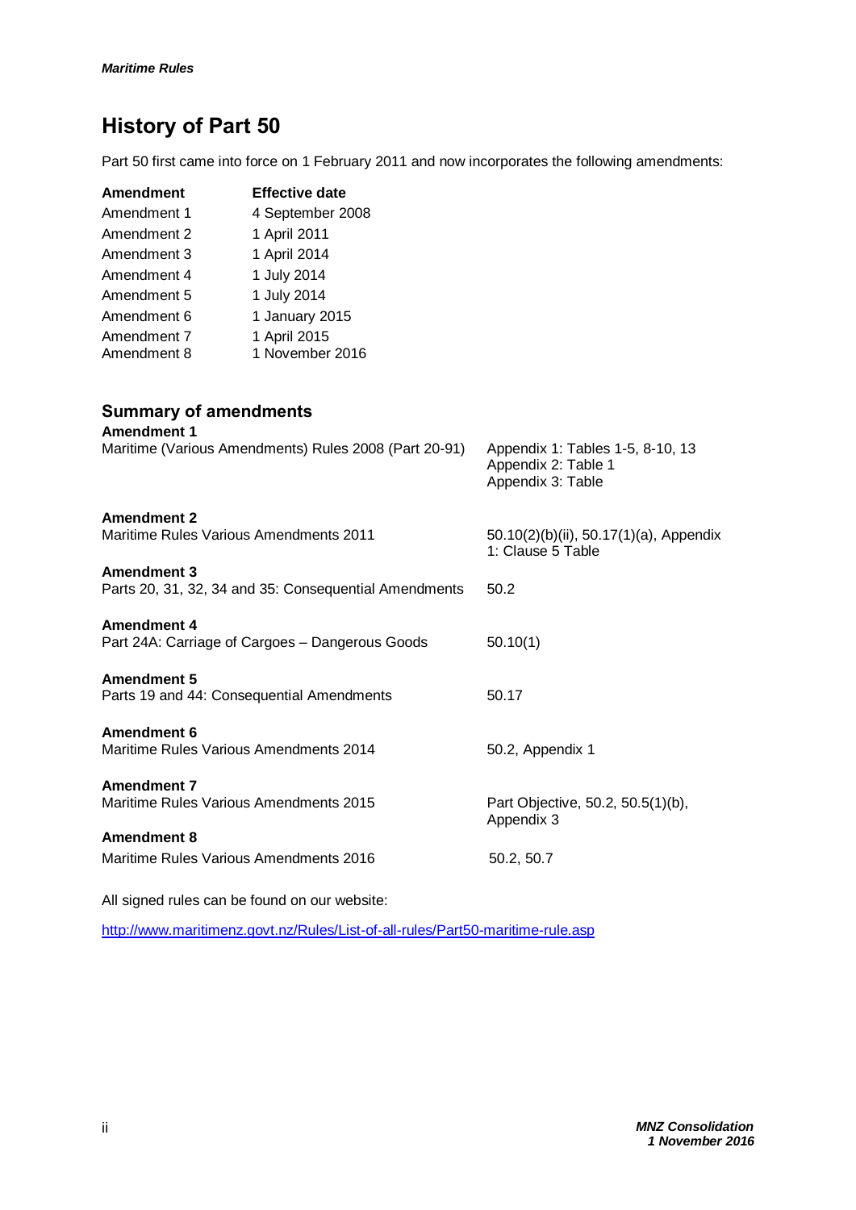# History of Part 50

Part 50 first came into force on 1 February 2011 and now incorporates the following amendments:

| Amendment | Effective date |
|---|---|
| Amendment 1 | 4 September 2008 |
| Amendment 2 | 1 April 2011 |
| Amendment 3 | 1 April 2014 |
| Amendment 4 | 1 July 2014 |
| Amendment 5 | 1 July 2014 |
| Amendment 6 | 1 January 2015 |
| Amendment 7 | 1 April 2015 |
| Amendment 8 | 1 November 2016 |

## Summary of amendments

**Amendment 1**
Maritime (Various Amendments) Rules 2008 (Part 20-91) — Appendix 1: Tables 1-5, 8-10, 13; Appendix 2: Table 1; Appendix 3: Table

**Amendment 2**
Maritime Rules Various Amendments 2011 — 50.10(2)(b)(ii), 50.17(1)(a), Appendix 1: Clause 5 Table

**Amendment 3**
Parts 20, 31, 32, 34 and 35: Consequential Amendments — 50.2

**Amendment 4**
Part 24A: Carriage of Cargoes – Dangerous Goods — 50.10(1)

**Amendment 5**
Parts 19 and 44: Consequential Amendments — 50.17

**Amendment 6**
Maritime Rules Various Amendments 2014 — 50.2, Appendix 1

**Amendment 7**
Maritime Rules Various Amendments 2015 — Part Objective, 50.2, 50.5(1)(b), Appendix 3

**Amendment 8**
Maritime Rules Various Amendments 2016 — 50.2, 50.7

All signed rules can be found on our website:

http://www.maritimenz.govt.nz/Rules/List-of-all-rules/Part50-maritime-rule.asp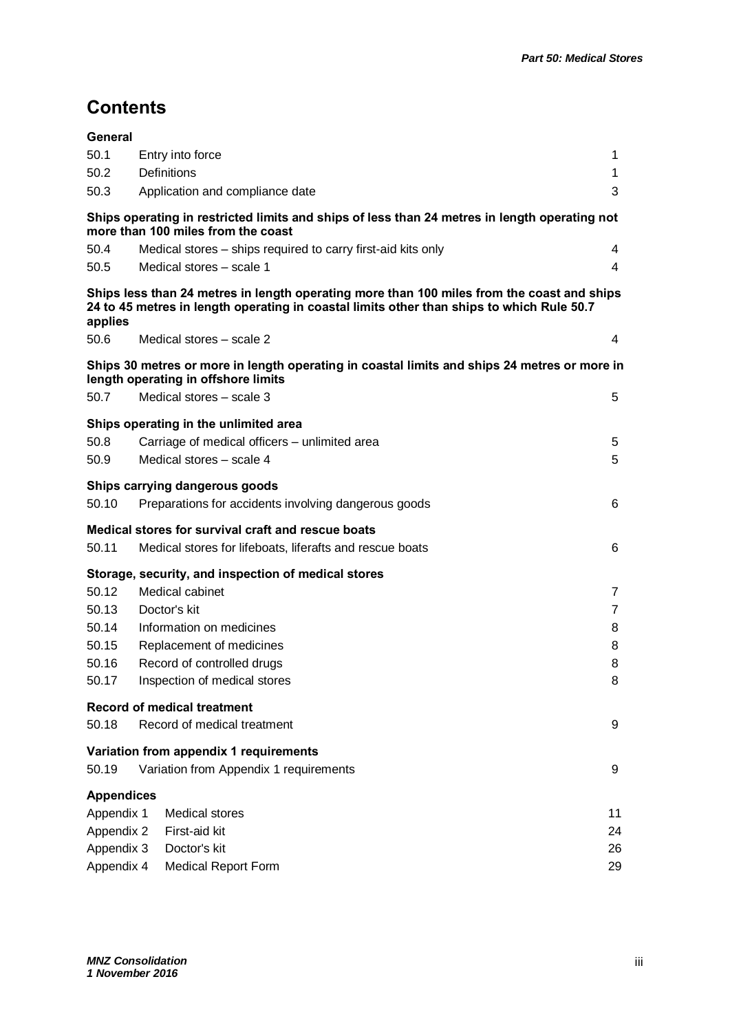# Contents

| | | |
|---|---|---|
| **General** | | |
| 50.1 | Entry into force | 1 |
| 50.2 | Definitions | 1 |
| 50.3 | Application and compliance date | 3 |
| **Ships operating in restricted limits and ships of less than 24 metres in length operating not more than 100 miles from the coast** | | |
| 50.4 | Medical stores – ships required to carry first-aid kits only | 4 |
| 50.5 | Medical stores – scale 1 | 4 |
| **Ships less than 24 metres in length operating more than 100 miles from the coast and ships 24 to 45 metres in length operating in coastal limits other than ships to which Rule 50.7 applies** | | |
| 50.6 | Medical stores – scale 2 | 4 |
| **Ships 30 metres or more in length operating in coastal limits and ships 24 metres or more in length operating in offshore limits** | | |
| 50.7 | Medical stores – scale 3 | 5 |
| **Ships operating in the unlimited area** | | |
| 50.8 | Carriage of medical officers – unlimited area | 5 |
| 50.9 | Medical stores – scale 4 | 5 |
| **Ships carrying dangerous goods** | | |
| 50.10 | Preparations for accidents involving dangerous goods | 6 |
| **Medical stores for survival craft and rescue boats** | | |
| 50.11 | Medical stores for lifeboats, liferafts and rescue boats | 6 |
| **Storage, security, and inspection of medical stores** | | |
| 50.12 | Medical cabinet | 7 |
| 50.13 | Doctor's kit | 7 |
| 50.14 | Information on medicines | 8 |
| 50.15 | Replacement of medicines | 8 |
| 50.16 | Record of controlled drugs | 8 |
| 50.17 | Inspection of medical stores | 8 |
| **Record of medical treatment** | | |
| 50.18 | Record of medical treatment | 9 |
| **Variation from appendix 1 requirements** | | |
| 50.19 | Variation from Appendix 1 requirements | 9 |
| **Appendices** | | |
| Appendix 1 | Medical stores | 11 |
| Appendix 2 | First-aid kit | 24 |
| Appendix 3 | Doctor's kit | 26 |
| Appendix 4 | Medical Report Form | 29 |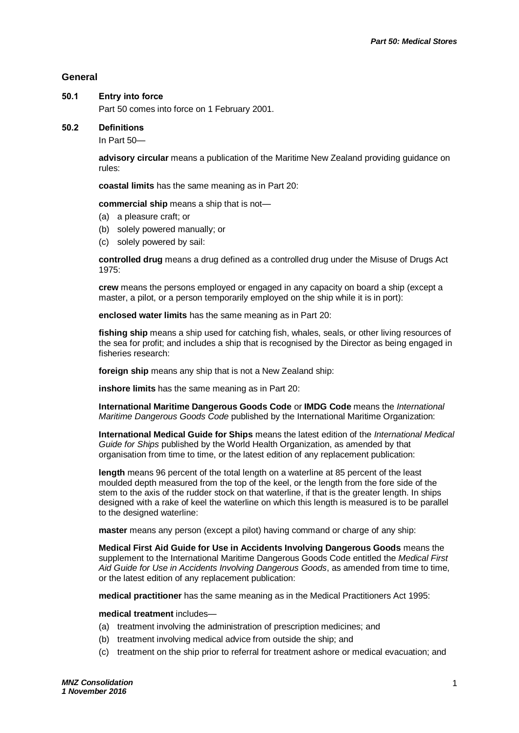## General

### 50.1 Entry into force

Part 50 comes into force on 1 February 2001.

### 50.2 Definitions

In Part 50—

**advisory circular** means a publication of the Maritime New Zealand providing guidance on rules:

**coastal limits** has the same meaning as in Part 20:

**commercial ship** means a ship that is not—

(a) a pleasure craft; or
(b) solely powered manually; or
(c) solely powered by sail:

**controlled drug** means a drug defined as a controlled drug under the Misuse of Drugs Act 1975:

**crew** means the persons employed or engaged in any capacity on board a ship (except a master, a pilot, or a person temporarily employed on the ship while it is in port):

**enclosed water limits** has the same meaning as in Part 20:

**fishing ship** means a ship used for catching fish, whales, seals, or other living resources of the sea for profit; and includes a ship that is recognised by the Director as being engaged in fisheries research:

**foreign ship** means any ship that is not a New Zealand ship:

**inshore limits** has the same meaning as in Part 20:

**International Maritime Dangerous Goods Code** or **IMDG Code** means the *International Maritime Dangerous Goods Code* published by the International Maritime Organization:

**International Medical Guide for Ships** means the latest edition of the *International Medical Guide for Ships* published by the World Health Organization, as amended by that organisation from time to time, or the latest edition of any replacement publication:

**length** means 96 percent of the total length on a waterline at 85 percent of the least moulded depth measured from the top of the keel, or the length from the fore side of the stem to the axis of the rudder stock on that waterline, if that is the greater length. In ships designed with a rake of keel the waterline on which this length is measured is to be parallel to the designed waterline:

**master** means any person (except a pilot) having command or charge of any ship:

**Medical First Aid Guide for Use in Accidents Involving Dangerous Goods** means the supplement to the International Maritime Dangerous Goods Code entitled the *Medical First Aid Guide for Use in Accidents Involving Dangerous Goods*, as amended from time to time, or the latest edition of any replacement publication:

**medical practitioner** has the same meaning as in the Medical Practitioners Act 1995:

**medical treatment** includes—

(a) treatment involving the administration of prescription medicines; and
(b) treatment involving medical advice from outside the ship; and
(c) treatment on the ship prior to referral for treatment ashore or medical evacuation; and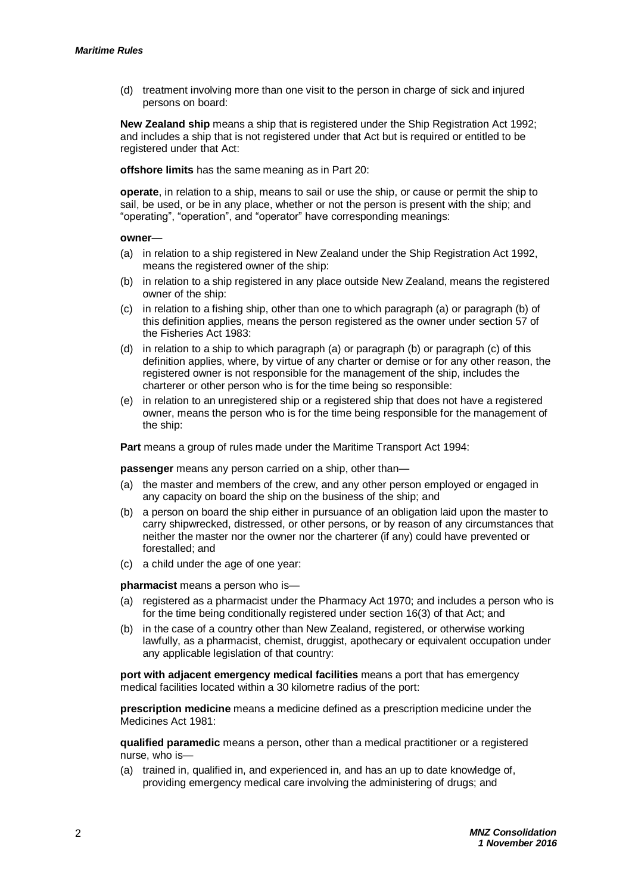(d) treatment involving more than one visit to the person in charge of sick and injured persons on board:

**New Zealand ship** means a ship that is registered under the Ship Registration Act 1992; and includes a ship that is not registered under that Act but is required or entitled to be registered under that Act:

**offshore limits** has the same meaning as in Part 20:

**operate**, in relation to a ship, means to sail or use the ship, or cause or permit the ship to sail, be used, or be in any place, whether or not the person is present with the ship; and "operating", "operation", and "operator" have corresponding meanings:

**owner**—

(a) in relation to a ship registered in New Zealand under the Ship Registration Act 1992, means the registered owner of the ship:

(b) in relation to a ship registered in any place outside New Zealand, means the registered owner of the ship:

(c) in relation to a fishing ship, other than one to which paragraph (a) or paragraph (b) of this definition applies, means the person registered as the owner under section 57 of the Fisheries Act 1983:

(d) in relation to a ship to which paragraph (a) or paragraph (b) or paragraph (c) of this definition applies, where, by virtue of any charter or demise or for any other reason, the registered owner is not responsible for the management of the ship, includes the charterer or other person who is for the time being so responsible:

(e) in relation to an unregistered ship or a registered ship that does not have a registered owner, means the person who is for the time being responsible for the management of the ship:

**Part** means a group of rules made under the Maritime Transport Act 1994:

**passenger** means any person carried on a ship, other than—

(a) the master and members of the crew, and any other person employed or engaged in any capacity on board the ship on the business of the ship; and

(b) a person on board the ship either in pursuance of an obligation laid upon the master to carry shipwrecked, distressed, or other persons, or by reason of any circumstances that neither the master nor the owner nor the charterer (if any) could have prevented or forestalled; and

(c) a child under the age of one year:

**pharmacist** means a person who is—

(a) registered as a pharmacist under the Pharmacy Act 1970; and includes a person who is for the time being conditionally registered under section 16(3) of that Act; and

(b) in the case of a country other than New Zealand, registered, or otherwise working lawfully, as a pharmacist, chemist, druggist, apothecary or equivalent occupation under any applicable legislation of that country:

**port with adjacent emergency medical facilities** means a port that has emergency medical facilities located within a 30 kilometre radius of the port:

**prescription medicine** means a medicine defined as a prescription medicine under the Medicines Act 1981:

**qualified paramedic** means a person, other than a medical practitioner or a registered nurse, who is—

(a) trained in, qualified in, and experienced in, and has an up to date knowledge of, providing emergency medical care involving the administering of drugs; and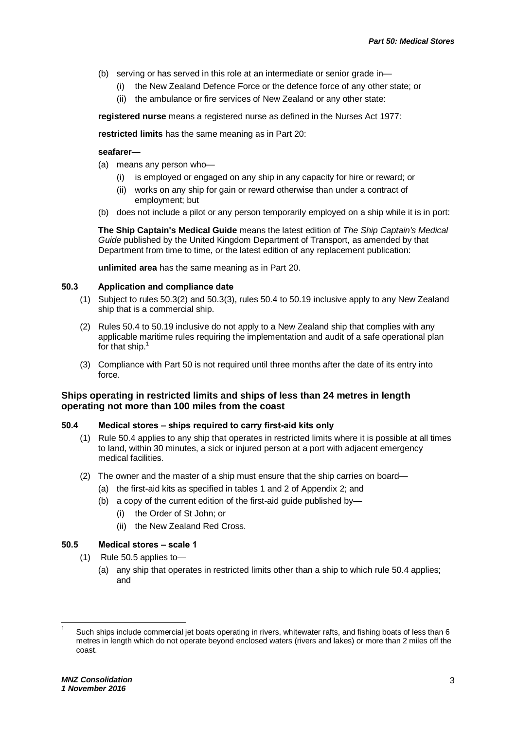(b) serving or has served in this role at an intermediate or senior grade in—
   (i) the New Zealand Defence Force or the defence force of any other state; or
   (ii) the ambulance or fire services of New Zealand or any other state:

**registered nurse** means a registered nurse as defined in the Nurses Act 1977:

**restricted limits** has the same meaning as in Part 20:

**seafarer**—

(a) means any person who—
   (i) is employed or engaged on any ship in any capacity for hire or reward; or
   (ii) works on any ship for gain or reward otherwise than under a contract of employment; but
(b) does not include a pilot or any person temporarily employed on a ship while it is in port:

**The Ship Captain's Medical Guide** means the latest edition of *The Ship Captain's Medical Guide* published by the United Kingdom Department of Transport, as amended by that Department from time to time, or the latest edition of any replacement publication:

**unlimited area** has the same meaning as in Part 20.

### 50.3 Application and compliance date

(1) Subject to rules 50.3(2) and 50.3(3), rules 50.4 to 50.19 inclusive apply to any New Zealand ship that is a commercial ship.

(2) Rules 50.4 to 50.19 inclusive do not apply to a New Zealand ship that complies with any applicable maritime rules requiring the implementation and audit of a safe operational plan for that ship.[1]

(3) Compliance with Part 50 is not required until three months after the date of its entry into force.

## Ships operating in restricted limits and ships of less than 24 metres in length operating not more than 100 miles from the coast

### 50.4 Medical stores – ships required to carry first-aid kits only

(1) Rule 50.4 applies to any ship that operates in restricted limits where it is possible at all times to land, within 30 minutes, a sick or injured person at a port with adjacent emergency medical facilities.

(2) The owner and the master of a ship must ensure that the ship carries on board—
   (a) the first-aid kits as specified in tables 1 and 2 of Appendix 2; and
   (b) a copy of the current edition of the first-aid guide published by—
      (i) the Order of St John; or
      (ii) the New Zealand Red Cross.

### 50.5 Medical stores – scale 1

(1) Rule 50.5 applies to—
   (a) any ship that operates in restricted limits other than a ship to which rule 50.4 applies; and

[1] Such ships include commercial jet boats operating in rivers, whitewater rafts, and fishing boats of less than 6 metres in length which do not operate beyond enclosed waters (rivers and lakes) or more than 2 miles off the coast.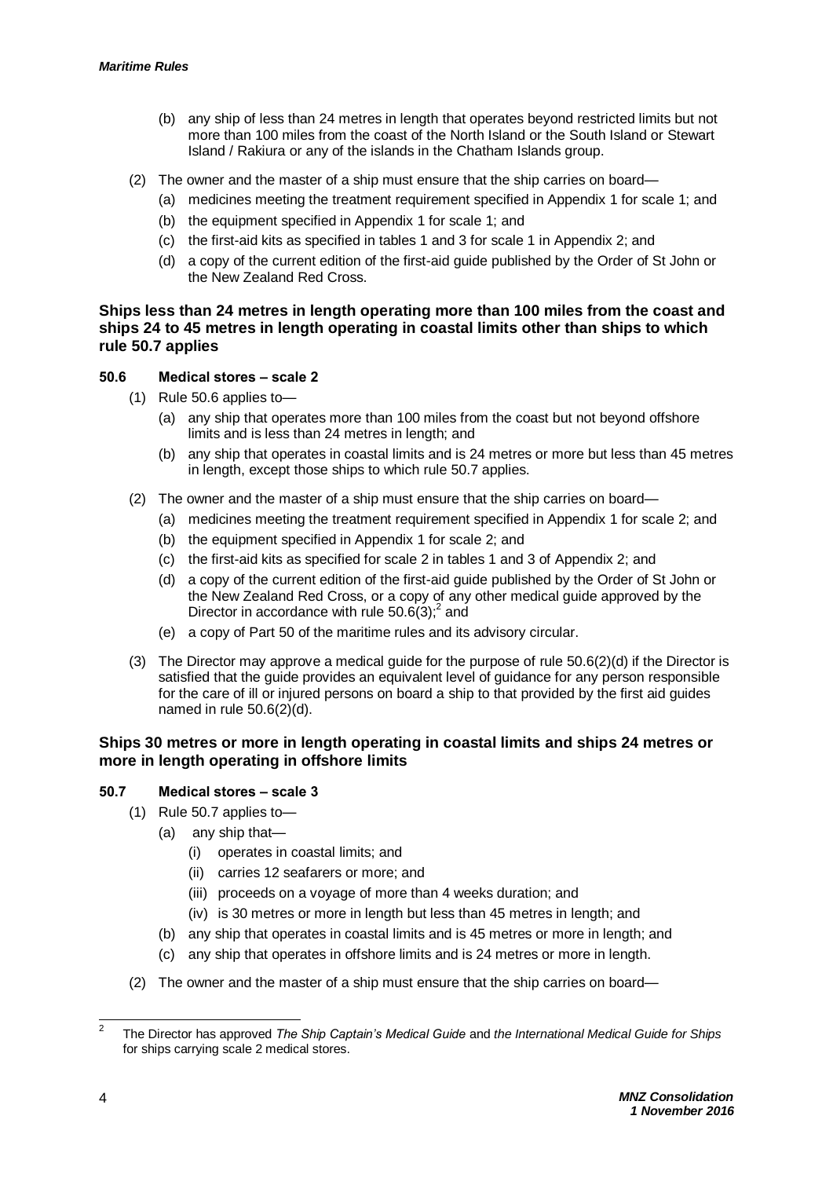(b) any ship of less than 24 metres in length that operates beyond restricted limits but not more than 100 miles from the coast of the North Island or the South Island or Stewart Island / Rakiura or any of the islands in the Chatham Islands group.

(2) The owner and the master of a ship must ensure that the ship carries on board—

(a) medicines meeting the treatment requirement specified in Appendix 1 for scale 1; and

(b) the equipment specified in Appendix 1 for scale 1; and

(c) the first-aid kits as specified in tables 1 and 3 for scale 1 in Appendix 2; and

(d) a copy of the current edition of the first-aid guide published by the Order of St John or the New Zealand Red Cross.

### Ships less than 24 metres in length operating more than 100 miles from the coast and ships 24 to 45 metres in length operating in coastal limits other than ships to which rule 50.7 applies

#### 50.6 Medical stores – scale 2

(1) Rule 50.6 applies to—

(a) any ship that operates more than 100 miles from the coast but not beyond offshore limits and is less than 24 metres in length; and

(b) any ship that operates in coastal limits and is 24 metres or more but less than 45 metres in length, except those ships to which rule 50.7 applies.

(2) The owner and the master of a ship must ensure that the ship carries on board—

(a) medicines meeting the treatment requirement specified in Appendix 1 for scale 2; and

(b) the equipment specified in Appendix 1 for scale 2; and

(c) the first-aid kits as specified for scale 2 in tables 1 and 3 of Appendix 2; and

(d) a copy of the current edition of the first-aid guide published by the Order of St John or the New Zealand Red Cross, or a copy of any other medical guide approved by the Director in accordance with rule 50.6(3);[2] and

(e) a copy of Part 50 of the maritime rules and its advisory circular.

(3) The Director may approve a medical guide for the purpose of rule 50.6(2)(d) if the Director is satisfied that the guide provides an equivalent level of guidance for any person responsible for the care of ill or injured persons on board a ship to that provided by the first aid guides named in rule 50.6(2)(d).

### Ships 30 metres or more in length operating in coastal limits and ships 24 metres or more in length operating in offshore limits

#### 50.7 Medical stores – scale 3

(1) Rule 50.7 applies to—

(a) any ship that—

(i) operates in coastal limits; and

(ii) carries 12 seafarers or more; and

(iii) proceeds on a voyage of more than 4 weeks duration; and

(iv) is 30 metres or more in length but less than 45 metres in length; and

(b) any ship that operates in coastal limits and is 45 metres or more in length; and

(c) any ship that operates in offshore limits and is 24 metres or more in length.

(2) The owner and the master of a ship must ensure that the ship carries on board—

---

[2] The Director has approved *The Ship Captain's Medical Guide* and *the International Medical Guide for Ships* for ships carrying scale 2 medical stores.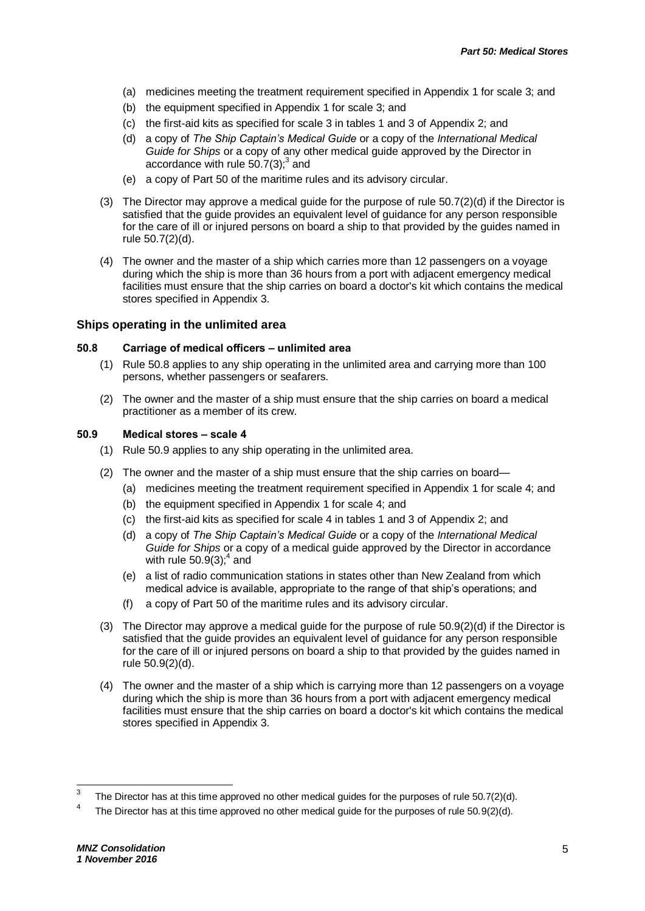(a) medicines meeting the treatment requirement specified in Appendix 1 for scale 3; and

(b) the equipment specified in Appendix 1 for scale 3; and

(c) the first-aid kits as specified for scale 3 in tables 1 and 3 of Appendix 2; and

(d) a copy of *The Ship Captain's Medical Guide* or a copy of the *International Medical Guide for Ships* or a copy of any other medical guide approved by the Director in accordance with rule 50.7(3);[3] and

(e) a copy of Part 50 of the maritime rules and its advisory circular.

(3) The Director may approve a medical guide for the purpose of rule 50.7(2)(d) if the Director is satisfied that the guide provides an equivalent level of guidance for any person responsible for the care of ill or injured persons on board a ship to that provided by the guides named in rule 50.7(2)(d).

(4) The owner and the master of a ship which carries more than 12 passengers on a voyage during which the ship is more than 36 hours from a port with adjacent emergency medical facilities must ensure that the ship carries on board a doctor's kit which contains the medical stores specified in Appendix 3.

## Ships operating in the unlimited area

### 50.8 Carriage of medical officers – unlimited area

(1) Rule 50.8 applies to any ship operating in the unlimited area and carrying more than 100 persons, whether passengers or seafarers.

(2) The owner and the master of a ship must ensure that the ship carries on board a medical practitioner as a member of its crew.

### 50.9 Medical stores – scale 4

(1) Rule 50.9 applies to any ship operating in the unlimited area.

(2) The owner and the master of a ship must ensure that the ship carries on board—

(a) medicines meeting the treatment requirement specified in Appendix 1 for scale 4; and

(b) the equipment specified in Appendix 1 for scale 4; and

(c) the first-aid kits as specified for scale 4 in tables 1 and 3 of Appendix 2; and

(d) a copy of *The Ship Captain's Medical Guide* or a copy of the *International Medical Guide for Ships* or a copy of a medical guide approved by the Director in accordance with rule 50.9(3);[4] and

(e) a list of radio communication stations in states other than New Zealand from which medical advice is available, appropriate to the range of that ship's operations; and

(f) a copy of Part 50 of the maritime rules and its advisory circular.

(3) The Director may approve a medical guide for the purpose of rule 50.9(2)(d) if the Director is satisfied that the guide provides an equivalent level of guidance for any person responsible for the care of ill or injured persons on board a ship to that provided by the guides named in rule 50.9(2)(d).

(4) The owner and the master of a ship which is carrying more than 12 passengers on a voyage during which the ship is more than 36 hours from a port with adjacent emergency medical facilities must ensure that the ship carries on board a doctor's kit which contains the medical stores specified in Appendix 3.

---

[3] The Director has at this time approved no other medical guides for the purposes of rule 50.7(2)(d).

[4] The Director has at this time approved no other medical guide for the purposes of rule 50.9(2)(d).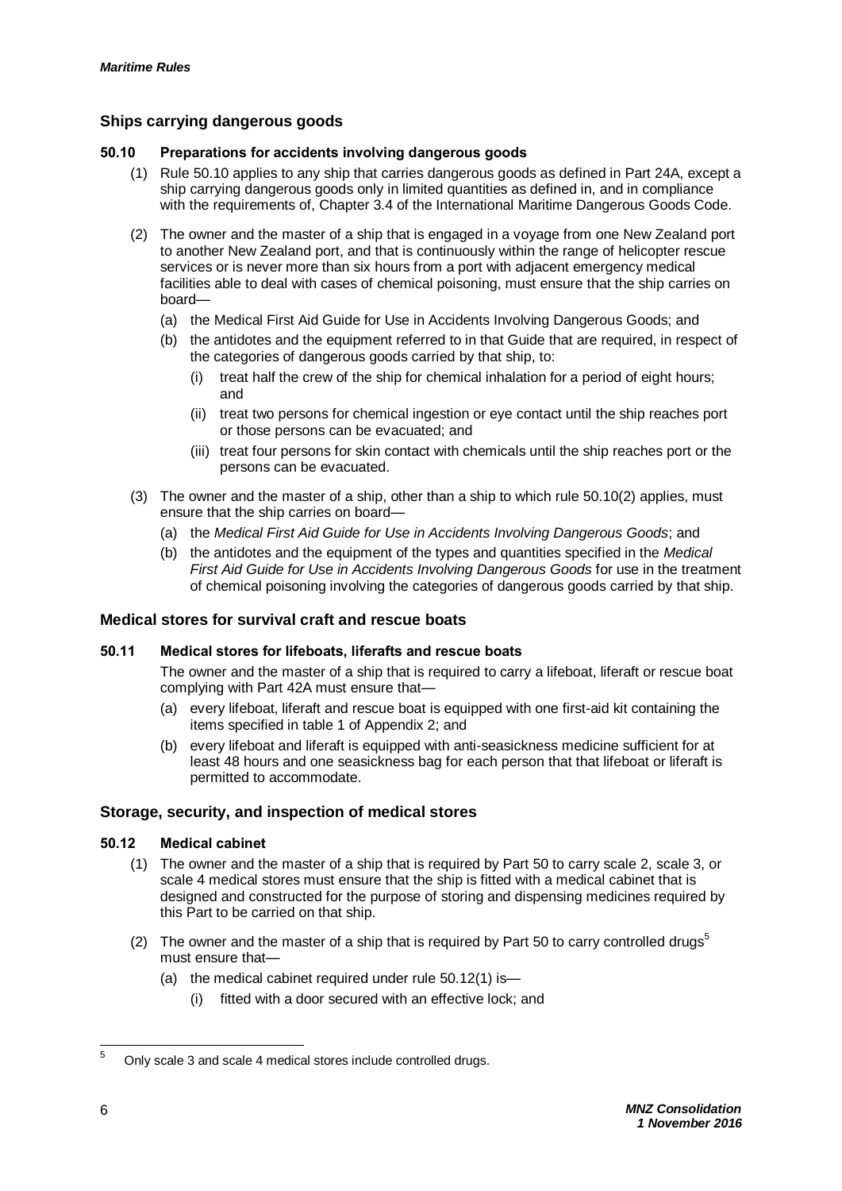## Ships carrying dangerous goods

### 50.10 Preparations for accidents involving dangerous goods

(1) Rule 50.10 applies to any ship that carries dangerous goods as defined in Part 24A, except a ship carrying dangerous goods only in limited quantities as defined in, and in compliance with the requirements of, Chapter 3.4 of the International Maritime Dangerous Goods Code.

(2) The owner and the master of a ship that is engaged in a voyage from one New Zealand port to another New Zealand port, and that is continuously within the range of helicopter rescue services or is never more than six hours from a port with adjacent emergency medical facilities able to deal with cases of chemical poisoning, must ensure that the ship carries on board—

- (a) the Medical First Aid Guide for Use in Accidents Involving Dangerous Goods; and
- (b) the antidotes and the equipment referred to in that Guide that are required, in respect of the categories of dangerous goods carried by that ship, to:
  - (i) treat half the crew of the ship for chemical inhalation for a period of eight hours; and
  - (ii) treat two persons for chemical ingestion or eye contact until the ship reaches port or those persons can be evacuated; and
  - (iii) treat four persons for skin contact with chemicals until the ship reaches port or the persons can be evacuated.

(3) The owner and the master of a ship, other than a ship to which rule 50.10(2) applies, must ensure that the ship carries on board—

- (a) the *Medical First Aid Guide for Use in Accidents Involving Dangerous Goods*; and
- (b) the antidotes and the equipment of the types and quantities specified in the *Medical First Aid Guide for Use in Accidents Involving Dangerous Goods* for use in the treatment of chemical poisoning involving the categories of dangerous goods carried by that ship.

## Medical stores for survival craft and rescue boats

### 50.11 Medical stores for lifeboats, liferafts and rescue boats

The owner and the master of a ship that is required to carry a lifeboat, liferaft or rescue boat complying with Part 42A must ensure that—

- (a) every lifeboat, liferaft and rescue boat is equipped with one first-aid kit containing the items specified in table 1 of Appendix 2; and
- (b) every lifeboat and liferaft is equipped with anti-seasickness medicine sufficient for at least 48 hours and one seasickness bag for each person that that lifeboat or liferaft is permitted to accommodate.

## Storage, security, and inspection of medical stores

### 50.12 Medical cabinet

(1) The owner and the master of a ship that is required by Part 50 to carry scale 2, scale 3, or scale 4 medical stores must ensure that the ship is fitted with a medical cabinet that is designed and constructed for the purpose of storing and dispensing medicines required by this Part to be carried on that ship.

(2) The owner and the master of a ship that is required by Part 50 to carry controlled drugs[5] must ensure that—

- (a) the medical cabinet required under rule 50.12(1) is—
  - (i) fitted with a door secured with an effective lock; and

---

[5] Only scale 3 and scale 4 medical stores include controlled drugs.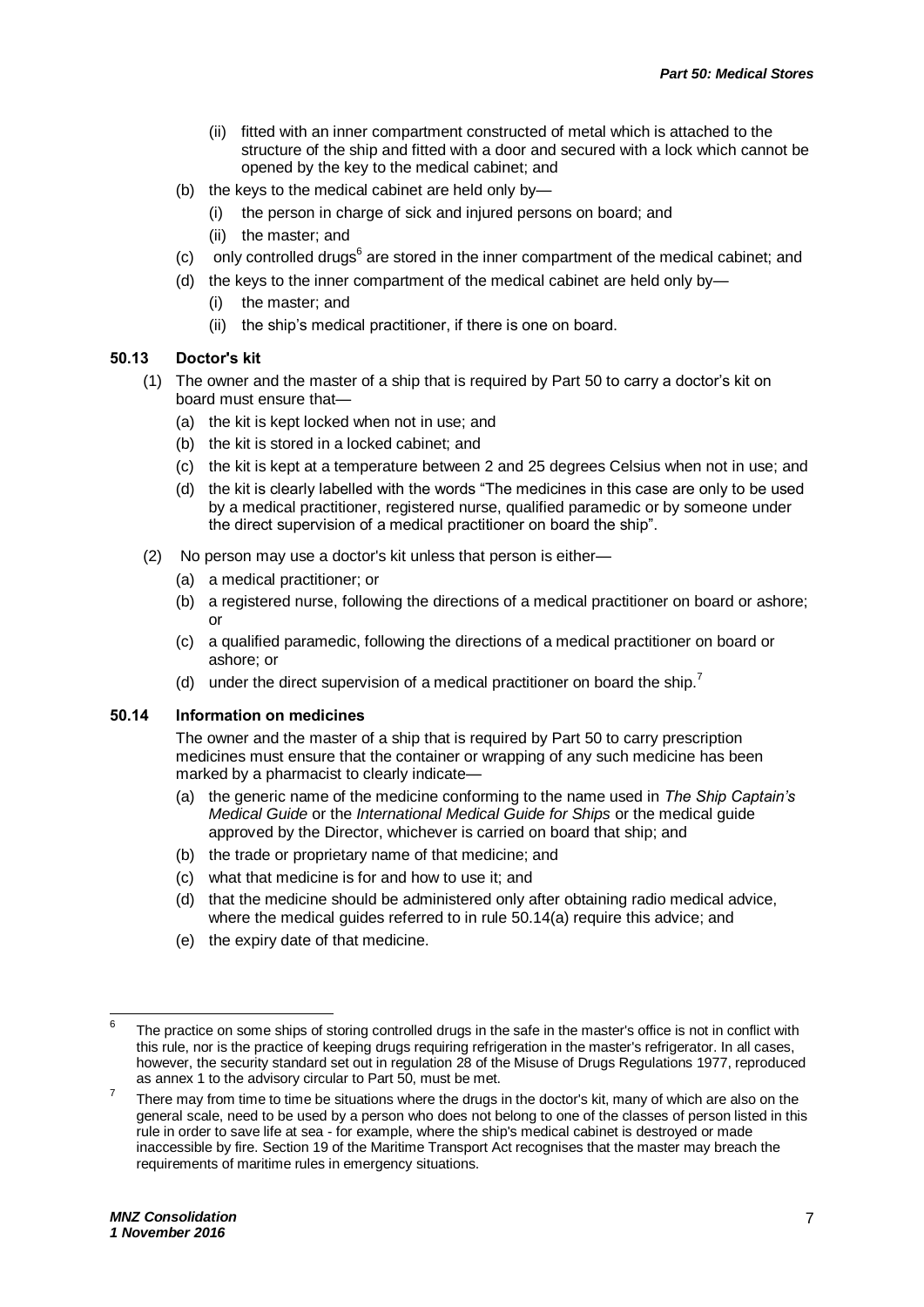(ii) fitted with an inner compartment constructed of metal which is attached to the structure of the ship and fitted with a door and secured with a lock which cannot be opened by the key to the medical cabinet; and

(b) the keys to the medical cabinet are held only by—

(i) the person in charge of sick and injured persons on board; and

(ii) the master; and

(c) only controlled drugs[6] are stored in the inner compartment of the medical cabinet; and

(d) the keys to the inner compartment of the medical cabinet are held only by—

(i) the master; and

(ii) the ship's medical practitioner, if there is one on board.

**50.13 Doctor's kit**

(1) The owner and the master of a ship that is required by Part 50 to carry a doctor's kit on board must ensure that—

(a) the kit is kept locked when not in use; and

(b) the kit is stored in a locked cabinet; and

(c) the kit is kept at a temperature between 2 and 25 degrees Celsius when not in use; and

(d) the kit is clearly labelled with the words "The medicines in this case are only to be used by a medical practitioner, registered nurse, qualified paramedic or by someone under the direct supervision of a medical practitioner on board the ship".

(2) No person may use a doctor's kit unless that person is either—

(a) a medical practitioner; or

(b) a registered nurse, following the directions of a medical practitioner on board or ashore; or

(c) a qualified paramedic, following the directions of a medical practitioner on board or ashore; or

(d) under the direct supervision of a medical practitioner on board the ship.[7]

**50.14 Information on medicines**

The owner and the master of a ship that is required by Part 50 to carry prescription medicines must ensure that the container or wrapping of any such medicine has been marked by a pharmacist to clearly indicate—

(a) the generic name of the medicine conforming to the name used in *The Ship Captain's Medical Guide* or the *International Medical Guide for Ships* or the medical guide approved by the Director, whichever is carried on board that ship; and

(b) the trade or proprietary name of that medicine; and

(c) what that medicine is for and how to use it; and

(d) that the medicine should be administered only after obtaining radio medical advice, where the medical guides referred to in rule 50.14(a) require this advice; and

(e) the expiry date of that medicine.

---

[6] The practice on some ships of storing controlled drugs in the safe in the master's office is not in conflict with this rule, nor is the practice of keeping drugs requiring refrigeration in the master's refrigerator. In all cases, however, the security standard set out in regulation 28 of the Misuse of Drugs Regulations 1977, reproduced as annex 1 to the advisory circular to Part 50, must be met.

[7] There may from time to time be situations where the drugs in the doctor's kit, many of which are also on the general scale, need to be used by a person who does not belong to one of the classes of person listed in this rule in order to save life at sea - for example, where the ship's medical cabinet is destroyed or made inaccessible by fire. Section 19 of the Maritime Transport Act recognises that the master may breach the requirements of maritime rules in emergency situations.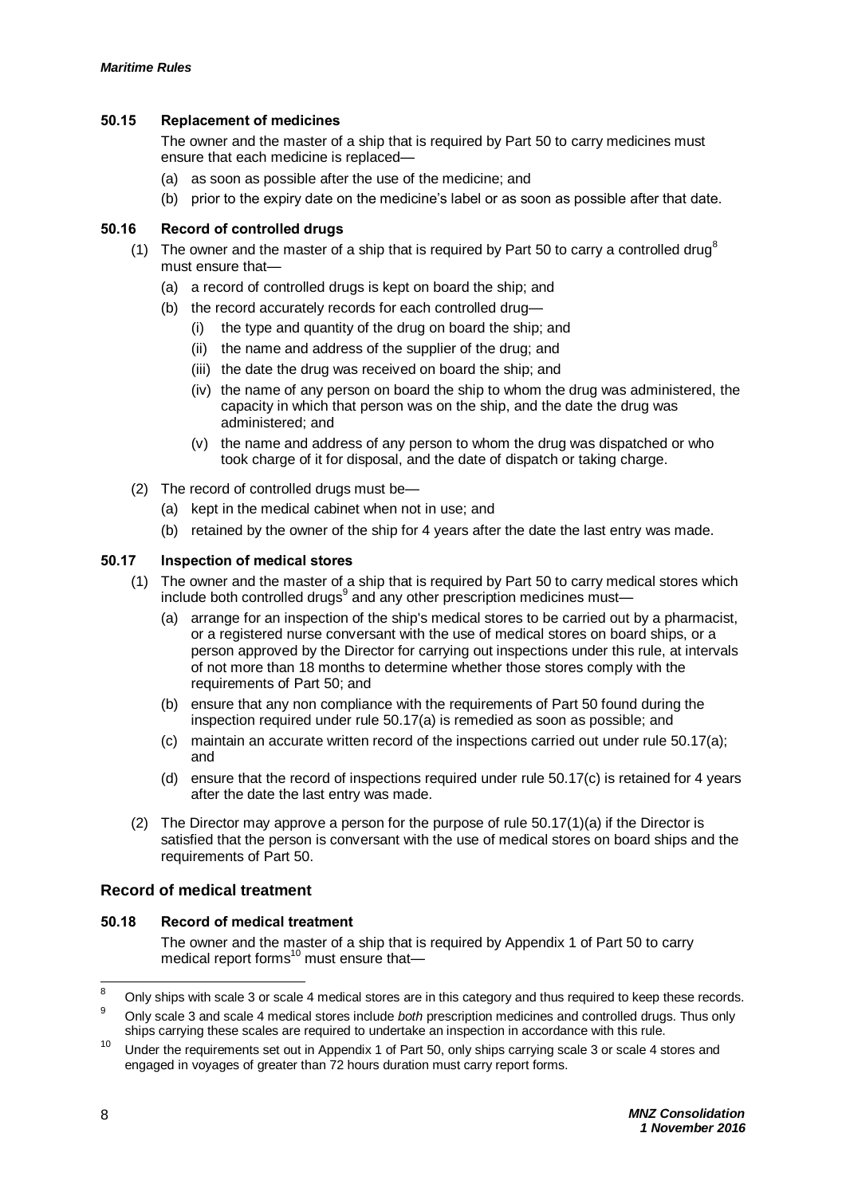### 50.15 Replacement of medicines

The owner and the master of a ship that is required by Part 50 to carry medicines must ensure that each medicine is replaced—

(a) as soon as possible after the use of the medicine; and

(b) prior to the expiry date on the medicine's label or as soon as possible after that date.

### 50.16 Record of controlled drugs

(1) The owner and the master of a ship that is required by Part 50 to carry a controlled drug[8] must ensure that—

(a) a record of controlled drugs is kept on board the ship; and

(b) the record accurately records for each controlled drug—

(i) the type and quantity of the drug on board the ship; and

(ii) the name and address of the supplier of the drug; and

(iii) the date the drug was received on board the ship; and

(iv) the name of any person on board the ship to whom the drug was administered, the capacity in which that person was on the ship, and the date the drug was administered; and

(v) the name and address of any person to whom the drug was dispatched or who took charge of it for disposal, and the date of dispatch or taking charge.

(2) The record of controlled drugs must be—

(a) kept in the medical cabinet when not in use; and

(b) retained by the owner of the ship for 4 years after the date the last entry was made.

### 50.17 Inspection of medical stores

(1) The owner and the master of a ship that is required by Part 50 to carry medical stores which include both controlled drugs[9] and any other prescription medicines must—

(a) arrange for an inspection of the ship's medical stores to be carried out by a pharmacist, or a registered nurse conversant with the use of medical stores on board ships, or a person approved by the Director for carrying out inspections under this rule, at intervals of not more than 18 months to determine whether those stores comply with the requirements of Part 50; and

(b) ensure that any non compliance with the requirements of Part 50 found during the inspection required under rule 50.17(a) is remedied as soon as possible; and

(c) maintain an accurate written record of the inspections carried out under rule 50.17(a); and

(d) ensure that the record of inspections required under rule 50.17(c) is retained for 4 years after the date the last entry was made.

(2) The Director may approve a person for the purpose of rule 50.17(1)(a) if the Director is satisfied that the person is conversant with the use of medical stores on board ships and the requirements of Part 50.

## Record of medical treatment

### 50.18 Record of medical treatment

The owner and the master of a ship that is required by Appendix 1 of Part 50 to carry medical report forms[10] must ensure that—

---

[8] Only ships with scale 3 or scale 4 medical stores are in this category and thus required to keep these records.

[9] Only scale 3 and scale 4 medical stores include *both* prescription medicines and controlled drugs. Thus only ships carrying these scales are required to undertake an inspection in accordance with this rule.

[10] Under the requirements set out in Appendix 1 of Part 50, only ships carrying scale 3 or scale 4 stores and engaged in voyages of greater than 72 hours duration must carry report forms.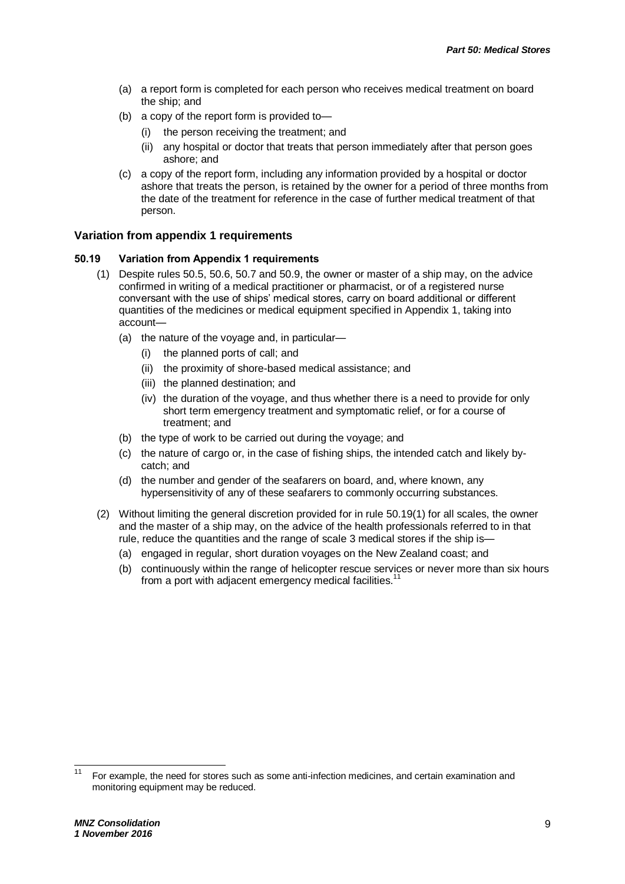(a) a report form is completed for each person who receives medical treatment on board the ship; and

(b) a copy of the report form is provided to—

  (i) the person receiving the treatment; and

  (ii) any hospital or doctor that treats that person immediately after that person goes ashore; and

(c) a copy of the report form, including any information provided by a hospital or doctor ashore that treats the person, is retained by the owner for a period of three months from the date of the treatment for reference in the case of further medical treatment of that person.

### Variation from appendix 1 requirements

#### 50.19 Variation from Appendix 1 requirements

(1) Despite rules 50.5, 50.6, 50.7 and 50.9, the owner or master of a ship may, on the advice confirmed in writing of a medical practitioner or pharmacist, or of a registered nurse conversant with the use of ships' medical stores, carry on board additional or different quantities of the medicines or medical equipment specified in Appendix 1, taking into account—

  (a) the nature of the voyage and, in particular—

    (i) the planned ports of call; and

    (ii) the proximity of shore-based medical assistance; and

    (iii) the planned destination; and

    (iv) the duration of the voyage, and thus whether there is a need to provide for only short term emergency treatment and symptomatic relief, or for a course of treatment; and

  (b) the type of work to be carried out during the voyage; and

  (c) the nature of cargo or, in the case of fishing ships, the intended catch and likely by-catch; and

  (d) the number and gender of the seafarers on board, and, where known, any hypersensitivity of any of these seafarers to commonly occurring substances.

(2) Without limiting the general discretion provided for in rule 50.19(1) for all scales, the owner and the master of a ship may, on the advice of the health professionals referred to in that rule, reduce the quantities and the range of scale 3 medical stores if the ship is—

  (a) engaged in regular, short duration voyages on the New Zealand coast; and

  (b) continuously within the range of helicopter rescue services or never more than six hours from a port with adjacent emergency medical facilities.[11]

---

[11] For example, the need for stores such as some anti-infection medicines, and certain examination and monitoring equipment may be reduced.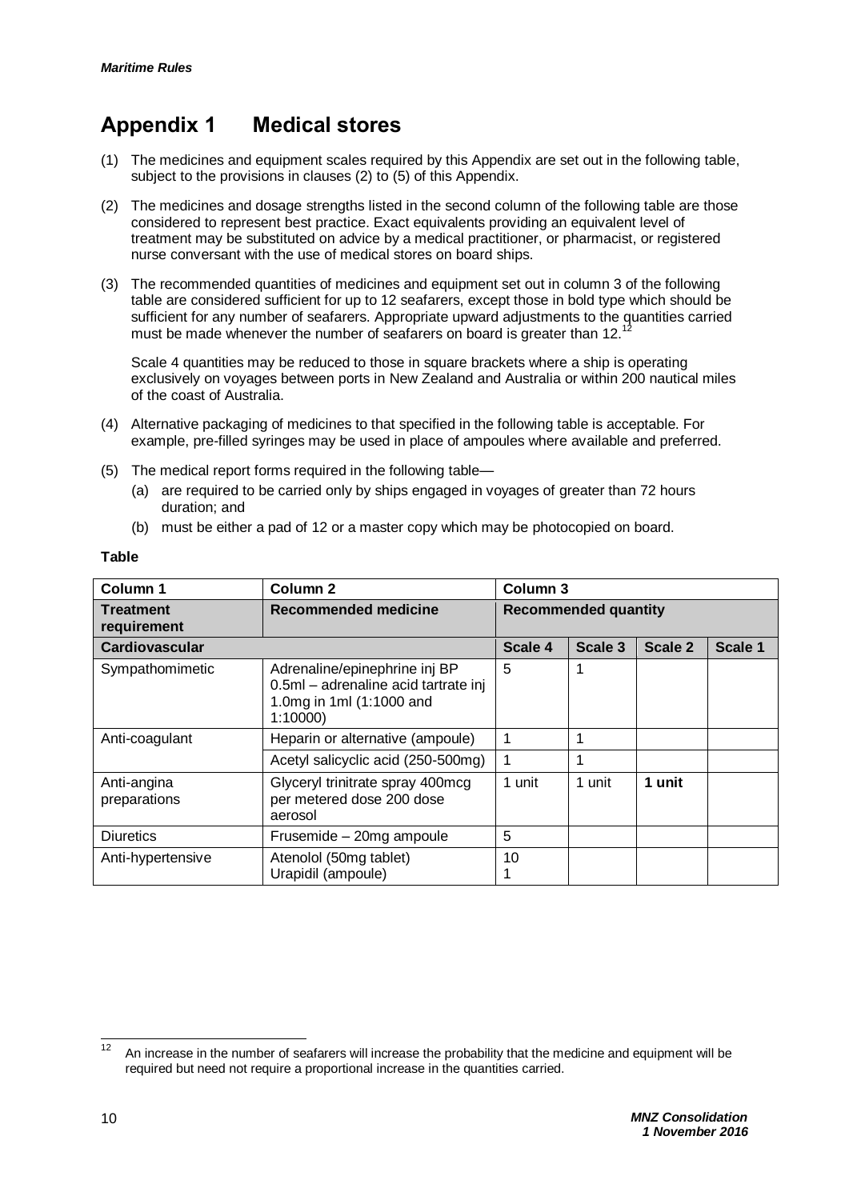# Appendix 1 Medical stores

(1) The medicines and equipment scales required by this Appendix are set out in the following table, subject to the provisions in clauses (2) to (5) of this Appendix.

(2) The medicines and dosage strengths listed in the second column of the following table are those considered to represent best practice. Exact equivalents providing an equivalent level of treatment may be substituted on advice by a medical practitioner, or pharmacist, or registered nurse conversant with the use of medical stores on board ships.

(3) The recommended quantities of medicines and equipment set out in column 3 of the following table are considered sufficient for up to 12 seafarers, except those in bold type which should be sufficient for any number of seafarers. Appropriate upward adjustments to the quantities carried must be made whenever the number of seafarers on board is greater than 12.[12]

Scale 4 quantities may be reduced to those in square brackets where a ship is operating exclusively on voyages between ports in New Zealand and Australia or within 200 nautical miles of the coast of Australia.

(4) Alternative packaging of medicines to that specified in the following table is acceptable. For example, pre-filled syringes may be used in place of ampoules where available and preferred.

(5) The medical report forms required in the following table—
   (a) are required to be carried only by ships engaged in voyages of greater than 72 hours duration; and
   (b) must be either a pad of 12 or a master copy which may be photocopied on board.

**Table**

| Column 1 | Column 2 | Column 3 | | | |
|---|---|---|---|---|---|
| **Treatment requirement** | **Recommended medicine** | **Recommended quantity** | | | |
| **Cardiovascular** | | **Scale 4** | **Scale 3** | **Scale 2** | **Scale 1** |
| Sympathomimetic | Adrenaline/epinephrine inj BP 0.5ml – adrenaline acid tartrate inj 1.0mg in 1ml (1:1000 and 1:10000) | 5 | 1 | | |
| Anti-coagulant | Heparin or alternative (ampoule) | 1 | 1 | | |
| | Acetyl salicyclic acid (250-500mg) | 1 | 1 | | |
| Anti-angina preparations | Glyceryl trinitrate spray 400mcg per metered dose 200 dose aerosol | 1 unit | 1 unit | **1 unit** | |
| Diuretics | Frusemide – 20mg ampoule | 5 | | | |
| Anti-hypertensive | Atenolol (50mg tablet)<br>Urapidil (ampoule) | 10<br>1 | | | |

[12] An increase in the number of seafarers will increase the probability that the medicine and equipment will be required but need not require a proportional increase in the quantities carried.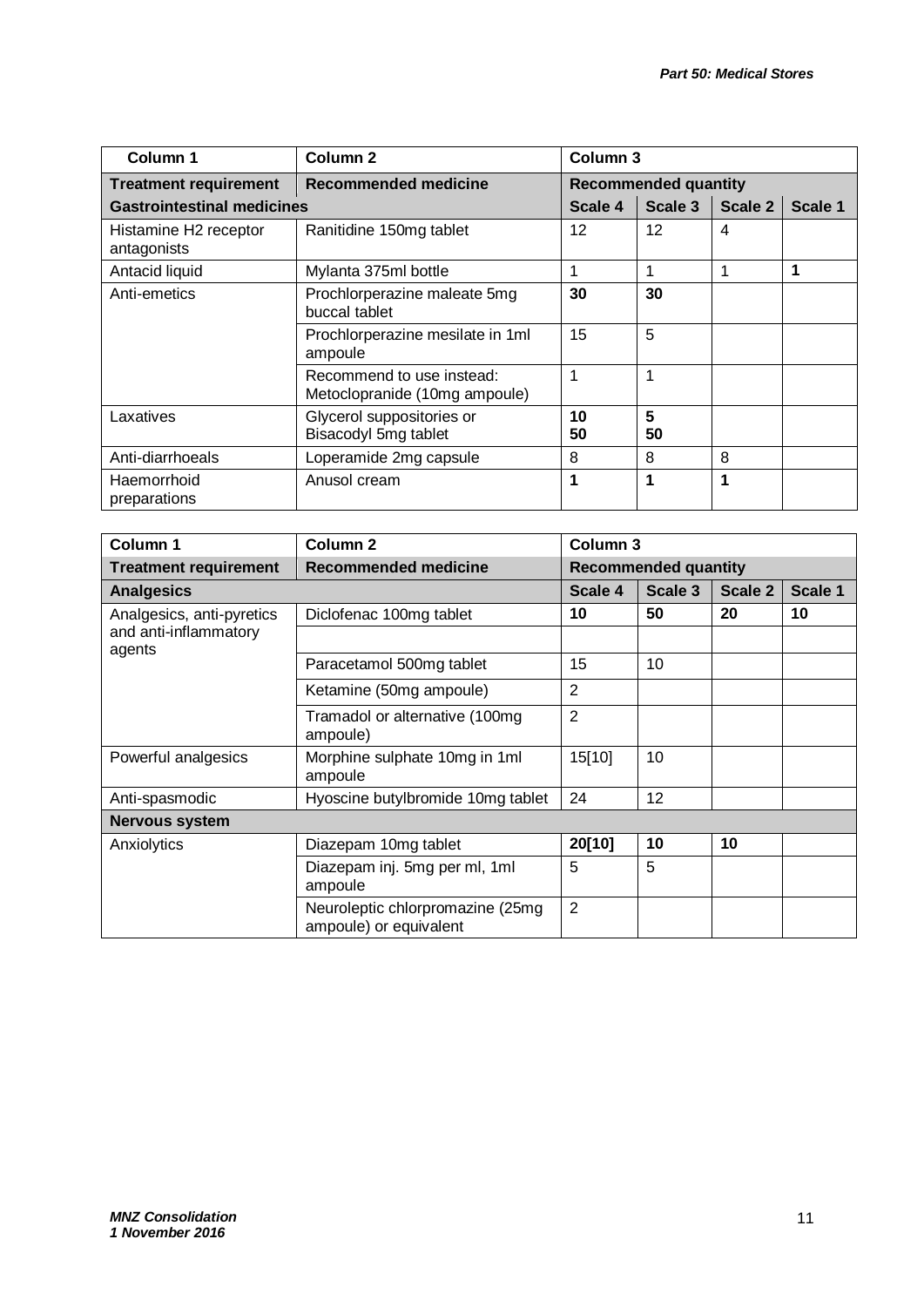| Column 1 | Column 2 | Column 3 | | | |
|---|---|---|---|---|---|
| **Treatment requirement** | **Recommended medicine** | **Recommended quantity** | | | |
| **Gastrointestinal medicines** | | **Scale 4** | **Scale 3** | **Scale 2** | **Scale 1** |
| Histamine H2 receptor antagonists | Ranitidine 150mg tablet | 12 | 12 | 4 | |
| Antacid liquid | Mylanta 375ml bottle | 1 | 1 | 1 | **1** |
| Anti-emetics | Prochlorperazine maleate 5mg buccal tablet | **30** | **30** | | |
| | Prochlorperazine mesilate in 1ml ampoule | 15 | 5 | | |
| | Recommend to use instead: Metoclopranide (10mg ampoule) | 1 | 1 | | |
| Laxatives | Glycerol suppositories or Bisacodyl 5mg tablet | **10** **50** | **5** **50** | | |
| Anti-diarrhoeals | Loperamide 2mg capsule | 8 | 8 | 8 | |
| Haemorrhoid preparations | Anusol cream | **1** | **1** | **1** | |

| Column 1 | Column 2 | Column 3 | | | |
|---|---|---|---|---|---|
| **Treatment requirement** | **Recommended medicine** | **Recommended quantity** | | | |
| **Analgesics** | | **Scale 4** | **Scale 3** | **Scale 2** | **Scale 1** |
| Analgesics, anti-pyretics and anti-inflammatory agents | Diclofenac 100mg tablet | **10** | **50** | **20** | **10** |
| | | | | | |
| | Paracetamol 500mg tablet | 15 | 10 | | |
| | Ketamine (50mg ampoule) | 2 | | | |
| | Tramadol or alternative (100mg ampoule) | 2 | | | |
| Powerful analgesics | Morphine sulphate 10mg in 1ml ampoule | 15[10] | 10 | | |
| Anti-spasmodic | Hyoscine butylbromide 10mg tablet | 24 | 12 | | |
| **Nervous system** | | | | | |
| Anxiolytics | Diazepam 10mg tablet | **20[10]** | **10** | **10** | |
| | Diazepam inj. 5mg per ml, 1ml ampoule | 5 | 5 | | |
| | Neuroleptic chlorpromazine (25mg ampoule) or equivalent | 2 | | | |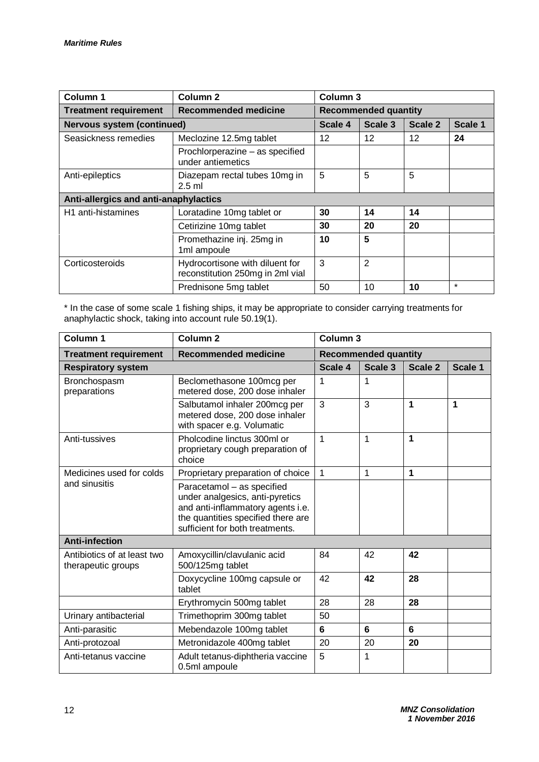| Column 1 | Column 2 | Column 3 | | | |
|---|---|---|---|---|---|
| **Treatment requirement** | **Recommended medicine** | **Recommended quantity** | | | |
| **Nervous system (continued)** | | **Scale 4** | **Scale 3** | **Scale 2** | **Scale 1** |
| Seasickness remedies | Meclozine 12.5mg tablet | 12 | 12 | 12 | **24** |
| | Prochlorperazine – as specified under antiemetics | | | | |
| Anti-epileptics | Diazepam rectal tubes 10mg in 2.5 ml | 5 | 5 | 5 | |
| **Anti-allergics and anti-anaphylactics** | | | | | |
| H1 anti-histamines | Loratadine 10mg tablet or | **30** | **14** | **14** | |
| | Cetirizine 10mg tablet | **30** | **20** | **20** | |
| | Promethazine inj. 25mg in 1ml ampoule | **10** | **5** | | |
| Corticosteroids | Hydrocortisone with diluent for reconstitution 250mg in 2ml vial | 3 | 2 | | |
| | Prednisone 5mg tablet | 50 | 10 | **10** | * |

* In the case of some scale 1 fishing ships, it may be appropriate to consider carrying treatments for anaphylactic shock, taking into account rule 50.19(1).

| Column 1 | Column 2 | Column 3 | | | |
|---|---|---|---|---|---|
| **Treatment requirement** | **Recommended medicine** | **Recommended quantity** | | | |
| **Respiratory system** | | **Scale 4** | **Scale 3** | **Scale 2** | **Scale 1** |
| Bronchospasm preparations | Beclomethasone 100mcg per metered dose, 200 dose inhaler | 1 | 1 | | |
| | Salbutamol inhaler 200mcg per metered dose, 200 dose inhaler with spacer e.g. Volumatic | 3 | 3 | **1** | **1** |
| Anti-tussives | Pholcodine linctus 300ml or proprietary cough preparation of choice | 1 | 1 | **1** | |
| Medicines used for colds and sinusitis | Proprietary preparation of choice | 1 | 1 | **1** | |
| | Paracetamol – as specified under analgesics, anti-pyretics and anti-inflammatory agents i.e. the quantities specified there are sufficient for both treatments. | | | | |
| **Anti-infection** | | | | | |
| Antibiotics of at least two therapeutic groups | Amoxycillin/clavulanic acid 500/125mg tablet | 84 | 42 | **42** | |
| | Doxycycline 100mg capsule or tablet | 42 | **42** | **28** | |
| | Erythromycin 500mg tablet | 28 | 28 | **28** | |
| Urinary antibacterial | Trimethoprim 300mg tablet | 50 | | | |
| Anti-parasitic | Mebendazole 100mg tablet | **6** | **6** | **6** | |
| Anti-protozoal | Metronidazole 400mg tablet | 20 | 20 | **20** | |
| Anti-tetanus vaccine | Adult tetanus-diphtheria vaccine 0.5ml ampoule | 5 | 1 | | |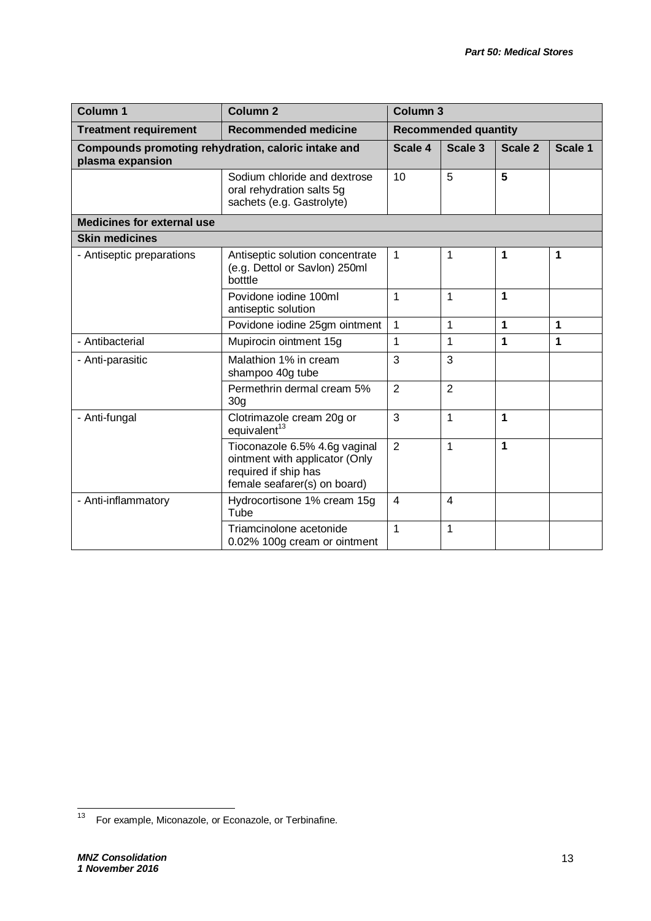| Column 1 | Column 2 | Column 3 | | | |
|---|---|---|---|---|---|
| **Treatment requirement** | **Recommended medicine** | **Recommended quantity** | | | |
| **Compounds promoting rehydration, caloric intake and plasma expansion** | | **Scale 4** | **Scale 3** | **Scale 2** | **Scale 1** |
| | Sodium chloride and dextrose oral rehydration salts 5g sachets (e.g. Gastrolyte) | 10 | 5 | **5** | |
| **Medicines for external use** | | | | | |
| **Skin medicines** | | | | | |
| - Antiseptic preparations | Antiseptic solution concentrate (e.g. Dettol or Savlon) 250ml botttle | 1 | 1 | **1** | **1** |
| | Povidone iodine 100ml antiseptic solution | 1 | 1 | **1** | |
| | Povidone iodine 25gm ointment | 1 | 1 | **1** | **1** |
| - Antibacterial | Mupirocin ointment 15g | 1 | 1 | **1** | **1** |
| - Anti-parasitic | Malathion 1% in cream shampoo 40g tube | 3 | 3 | | |
| | Permethrin dermal cream 5% 30g | 2 | 2 | | |
| - Anti-fungal | Clotrimazole cream 20g or equivalent[13] | 3 | 1 | **1** | |
| | Tioconazole 6.5% 4.6g vaginal ointment with applicator (Only required if ship has female seafarer(s) on board) | 2 | 1 | **1** | |
| - Anti-inflammatory | Hydrocortisone 1% cream 15g Tube | 4 | 4 | | |
| | Triamcinolone acetonide 0.02% 100g cream or ointment | 1 | 1 | | |

[13] For example, Miconazole, or Econazole, or Terbinafine.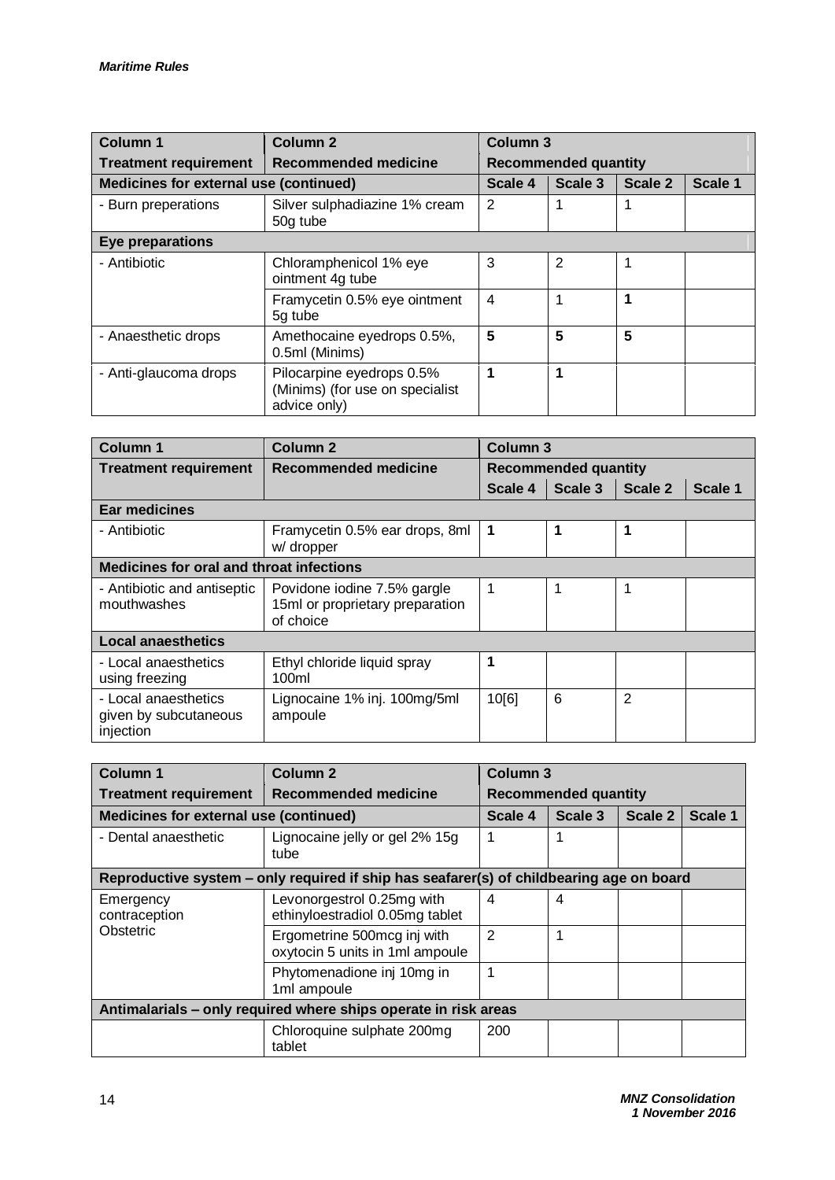| Column 1 | Column 2 | Column 3 | | | |
|---|---|---|---|---|---|
| **Treatment requirement** | **Recommended medicine** | **Recommended quantity** | | | |
| **Medicines for external use (continued)** | | **Scale 4** | **Scale 3** | **Scale 2** | **Scale 1** |
| - Burn preperations | Silver sulphadiazine 1% cream 50g tube | 2 | 1 | 1 | |
| **Eye preparations** | | | | | |
| - Antibiotic | Chloramphenicol 1% eye ointment 4g tube | 3 | 2 | 1 | |
| | Framycetin 0.5% eye ointment 5g tube | 4 | 1 | **1** | |
| - Anaesthetic drops | Amethocaine eyedrops 0.5%, 0.5ml (Minims) | **5** | **5** | **5** | |
| - Anti-glaucoma drops | Pilocarpine eyedrops 0.5% (Minims) (for use on specialist advice only) | **1** | **1** | | |

| Column 1 | Column 2 | Column 3 | | | |
|---|---|---|---|---|---|
| **Treatment requirement** | **Recommended medicine** | **Recommended quantity** | | | |
| | | **Scale 4** | **Scale 3** | **Scale 2** | **Scale 1** |
| **Ear medicines** | | | | | |
| - Antibiotic | Framycetin 0.5% ear drops, 8ml w/ dropper | **1** | **1** | **1** | |
| **Medicines for oral and throat infections** | | | | | |
| - Antibiotic and antiseptic mouthwashes | Povidone iodine 7.5% gargle 15ml or proprietary preparation of choice | 1 | 1 | 1 | |
| **Local anaesthetics** | | | | | |
| - Local anaesthetics using freezing | Ethyl chloride liquid spray 100ml | **1** | | | |
| - Local anaesthetics given by subcutaneous injection | Lignocaine 1% inj. 100mg/5ml ampoule | 10[6] | 6 | 2 | |

| Column 1 | Column 2 | Column 3 | | | |
|---|---|---|---|---|---|
| **Treatment requirement** | **Recommended medicine** | **Recommended quantity** | | | |
| **Medicines for external use (continued)** | | **Scale 4** | **Scale 3** | **Scale 2** | **Scale 1** |
| - Dental anaesthetic | Lignocaine jelly or gel 2% 15g tube | 1 | 1 | | |
| **Reproductive system – only required if ship has seafarer(s) of childbearing age on board** | | | | | |
| Emergency contraception Obstetric | Levonorgestrol 0.25mg with ethinyloestradiol 0.05mg tablet | 4 | 4 | | |
| | Ergometrine 500mcg inj with oxytocin 5 units in 1ml ampoule | 2 | 1 | | |
| | Phytomenadione inj 10mg in 1ml ampoule | 1 | | | |
| **Antimalarials – only required where ships operate in risk areas** | | | | | |
| | Chloroquine sulphate 200mg tablet | 200 | | | |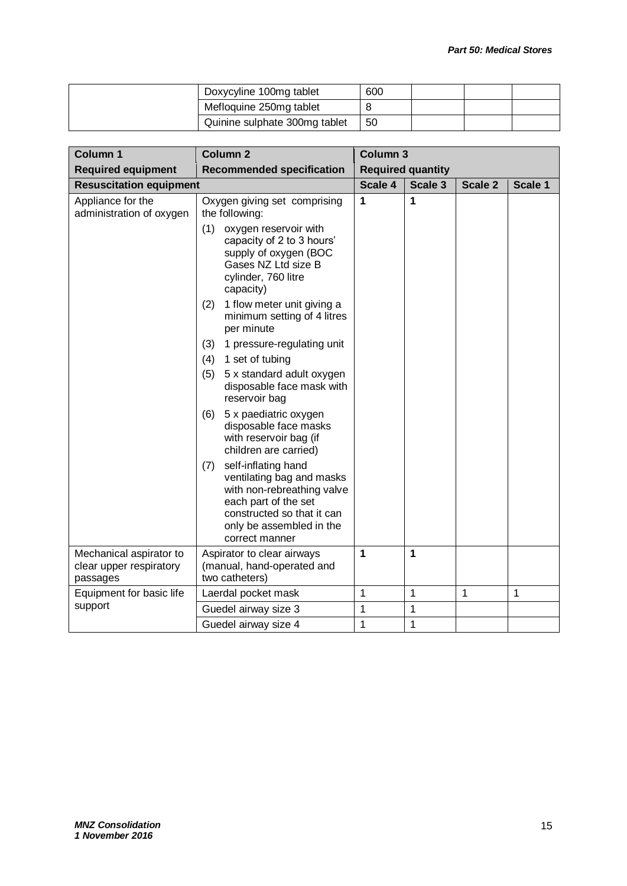| | | | | | |
|---|---|---|---|---|---|
| | Doxycyline 100mg tablet | 600 | | | |
| | Mefloquine 250mg tablet | 8 | | | |
| | Quinine sulphate 300mg tablet | 50 | | | |

| Column 1 | Column 2 | Column 3 | | | |
|---|---|---|---|---|---|
| **Required equipment** | **Recommended specification** | **Required quantity** | | | |
| **Resuscitation equipment** | | **Scale 4** | **Scale 3** | **Scale 2** | **Scale 1** |
| Appliance for the administration of oxygen | Oxygen giving set comprising the following: (1) oxygen reservoir with capacity of 2 to 3 hours' supply of oxygen (BOC Gases NZ Ltd size B cylinder, 760 litre capacity) (2) 1 flow meter unit giving a minimum setting of 4 litres per minute (3) 1 pressure-regulating unit (4) 1 set of tubing (5) 5 x standard adult oxygen disposable face mask with reservoir bag (6) 5 x paediatric oxygen disposable face masks with reservoir bag (if children are carried) (7) self-inflating hand ventilating bag and masks with non-rebreathing valve each part of the set constructed so that it can only be assembled in the correct manner | **1** | **1** | | |
| Mechanical aspirator to clear upper respiratory passages | Aspirator to clear airways (manual, hand-operated and two catheters) | **1** | **1** | | |
| Equipment for basic life support | Laerdal pocket mask | 1 | 1 | 1 | 1 |
| | Guedel airway size 3 | 1 | 1 | | |
| | Guedel airway size 4 | 1 | 1 | | |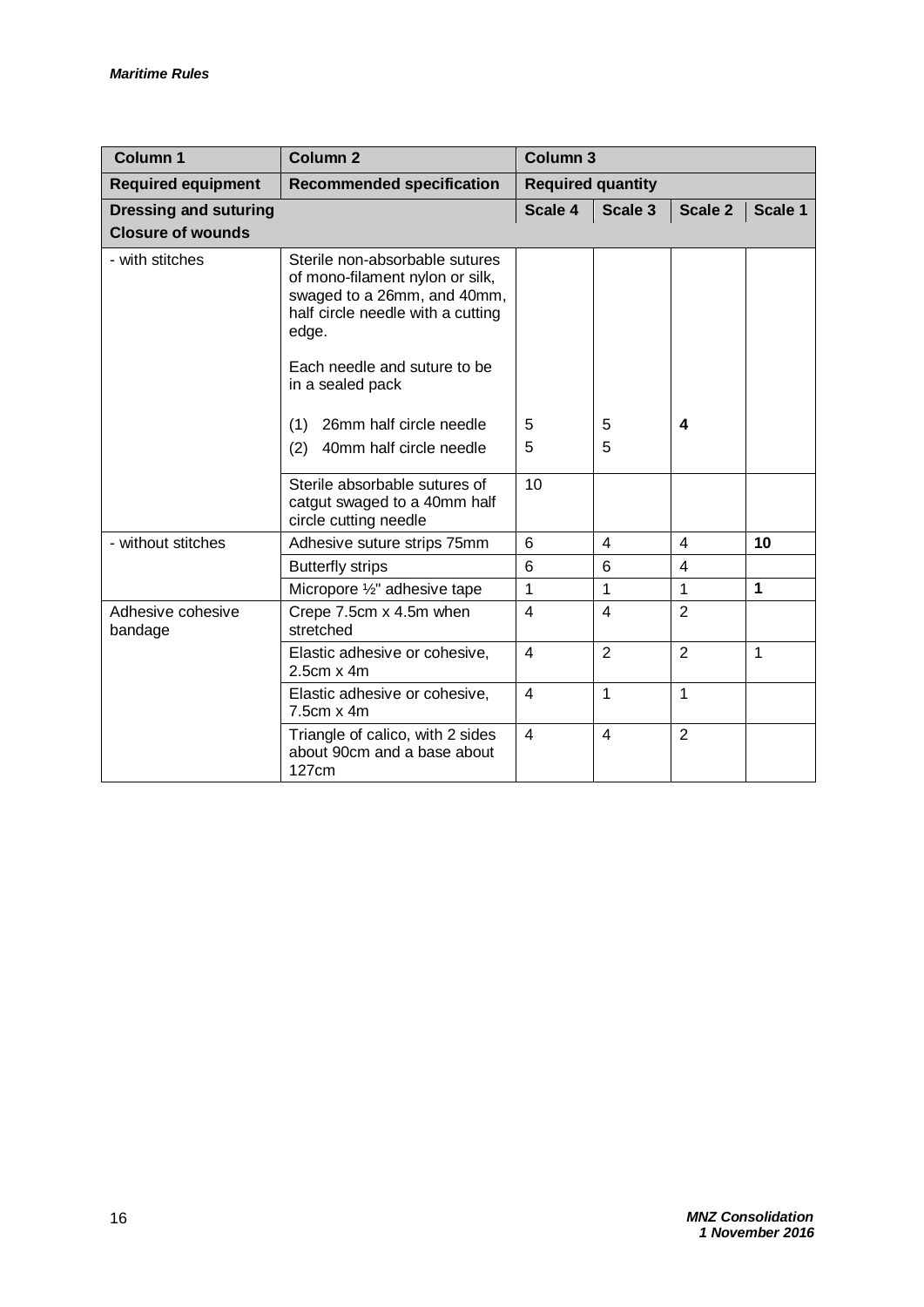| Column 1 | Column 2 | Column 3 | | | |
|---|---|---|---|---|---|
| **Required equipment** | **Recommended specification** | **Required quantity** | | | |
| **Dressing and suturing** | | **Scale 4** | **Scale 3** | **Scale 2** | **Scale 1** |
| **Closure of wounds** | | | | | |
| - with stitches | Sterile non-absorbable sutures of mono-filament nylon or silk, swaged to a 26mm, and 40mm, half circle needle with a cutting edge.<br><br>Each needle and suture to be in a sealed pack<br><br>(1) 26mm half circle needle<br>(2) 40mm half circle needle | <br><br><br><br><br><br><br>5<br>5 | <br><br><br><br><br><br><br>5<br>5 | <br><br><br><br><br><br><br>**4** | |
| | Sterile absorbable sutures of catgut swaged to a 40mm half circle cutting needle | 10 | | | |
| - without stitches | Adhesive suture strips 75mm | 6 | 4 | 4 | **10** |
| | Butterfly strips | 6 | 6 | 4 | |
| | Micropore ½" adhesive tape | 1 | 1 | 1 | **1** |
| Adhesive cohesive bandage | Crepe 7.5cm x 4.5m when stretched | 4 | 4 | 2 | |
| | Elastic adhesive or cohesive, 2.5cm x 4m | 4 | 2 | 2 | 1 |
| | Elastic adhesive or cohesive, 7.5cm x 4m | 4 | 1 | 1 | |
| | Triangle of calico, with 2 sides about 90cm and a base about 127cm | 4 | 4 | 2 | |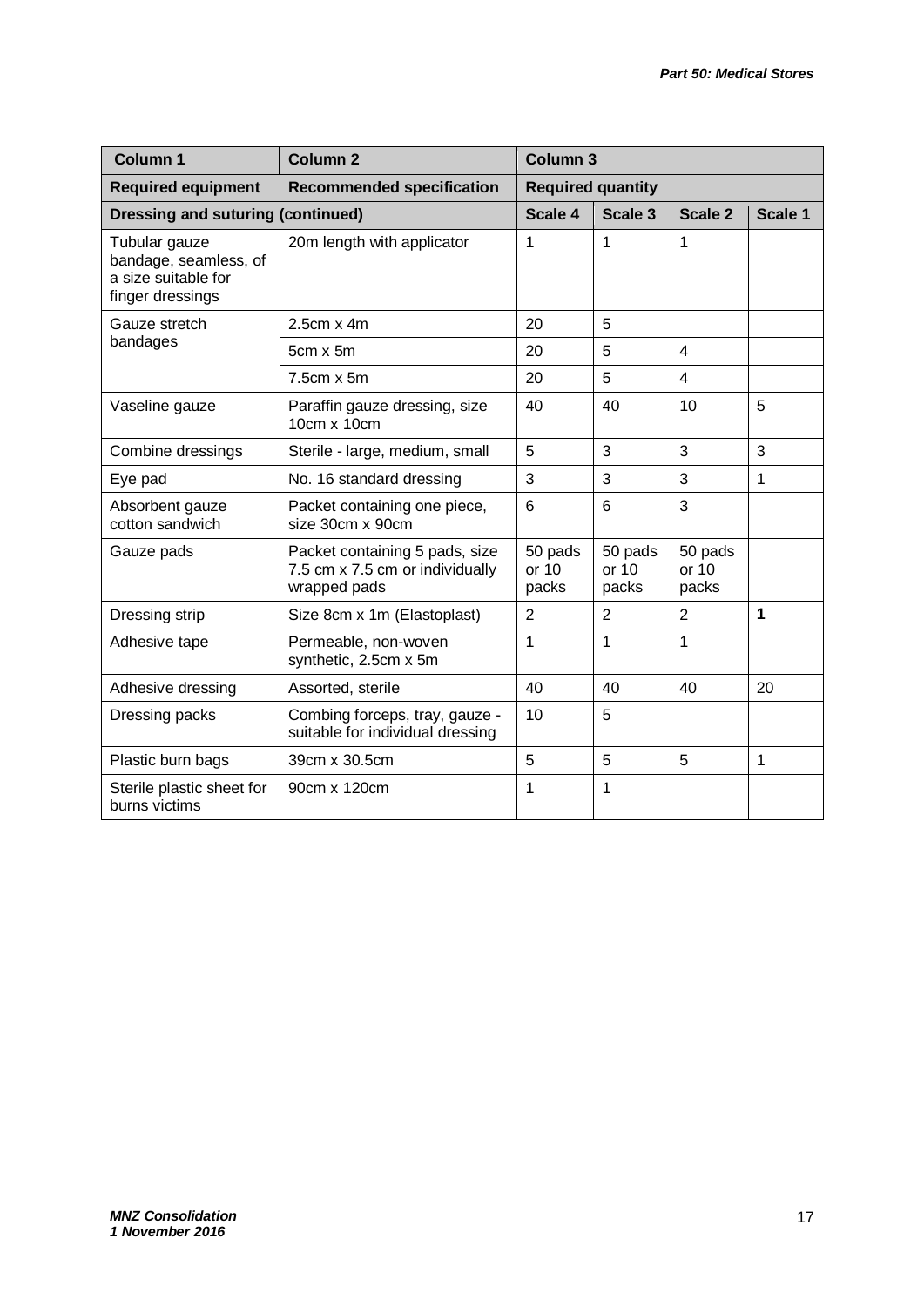| Column 1 | Column 2 | Column 3 | | | |
|---|---|---|---|---|---|
| **Required equipment** | **Recommended specification** | **Required quantity** | | | |
| **Dressing and suturing (continued)** | | **Scale 4** | **Scale 3** | **Scale 2** | **Scale 1** |
| Tubular gauze bandage, seamless, of a size suitable for finger dressings | 20m length with applicator | 1 | 1 | 1 | |
| Gauze stretch bandages | 2.5cm x 4m | 20 | 5 | | |
| | 5cm x 5m | 20 | 5 | 4 | |
| | 7.5cm x 5m | 20 | 5 | 4 | |
| Vaseline gauze | Paraffin gauze dressing, size 10cm x 10cm | 40 | 40 | 10 | 5 |
| Combine dressings | Sterile - large, medium, small | 5 | 3 | 3 | 3 |
| Eye pad | No. 16 standard dressing | 3 | 3 | 3 | 1 |
| Absorbent gauze cotton sandwich | Packet containing one piece, size 30cm x 90cm | 6 | 6 | 3 | |
| Gauze pads | Packet containing 5 pads, size 7.5 cm x 7.5 cm or individually wrapped pads | 50 pads or 10 packs | 50 pads or 10 packs | 50 pads or 10 packs | |
| Dressing strip | Size 8cm x 1m (Elastoplast) | 2 | 2 | 2 | **1** |
| Adhesive tape | Permeable, non-woven synthetic, 2.5cm x 5m | 1 | 1 | 1 | |
| Adhesive dressing | Assorted, sterile | 40 | 40 | 40 | 20 |
| Dressing packs | Combing forceps, tray, gauze - suitable for individual dressing | 10 | 5 | | |
| Plastic burn bags | 39cm x 30.5cm | 5 | 5 | 5 | 1 |
| Sterile plastic sheet for burns victims | 90cm x 120cm | 1 | 1 | | |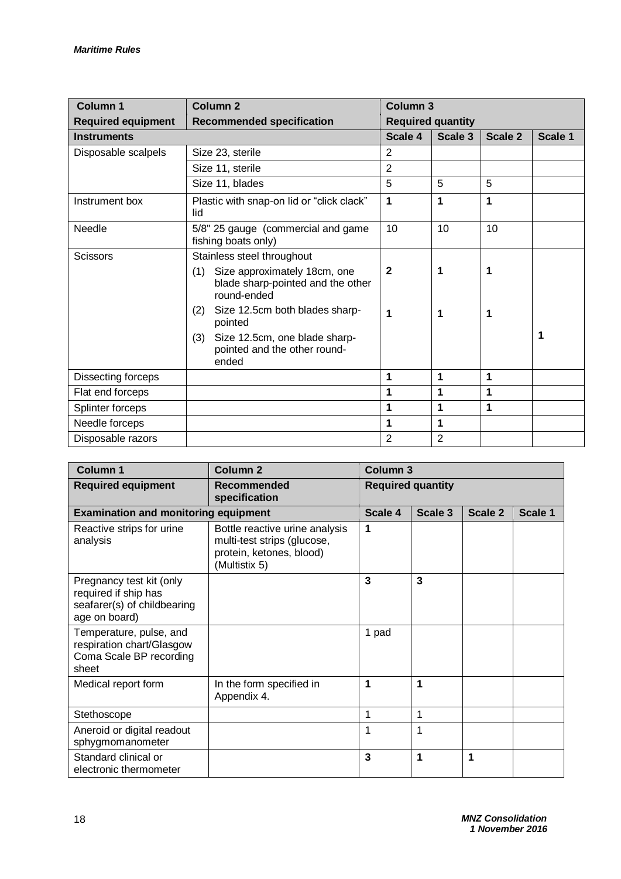| Column 1 | Column 2 | Column 3 | | | |
|---|---|---|---|---|---|
| **Required equipment** | **Recommended specification** | **Required quantity** | | | |
| **Instruments** | | **Scale 4** | **Scale 3** | **Scale 2** | **Scale 1** |
| Disposable scalpels | Size 23, sterile | 2 | | | |
| | Size 11, sterile | 2 | | | |
| | Size 11, blades | 5 | 5 | 5 | |
| Instrument box | Plastic with snap-on lid or "click clack" lid | **1** | **1** | **1** | |
| Needle | 5/8" 25 gauge (commercial and game fishing boats only) | 10 | 10 | 10 | |
| Scissors | Stainless steel throughout | | | | |
| | (1) Size approximately 18cm, one blade sharp-pointed and the other round-ended | **2** | **1** | **1** | |
| | (2) Size 12.5cm both blades sharp-pointed | **1** | **1** | **1** | |
| | (3) Size 12.5cm, one blade sharp-pointed and the other round-ended | | | | **1** |
| Dissecting forceps | | **1** | **1** | **1** | |
| Flat end forceps | | **1** | **1** | **1** | |
| Splinter forceps | | **1** | **1** | **1** | |
| Needle forceps | | **1** | **1** | | |
| Disposable razors | | 2 | 2 | | |

| Column 1 | Column 2 | Column 3 | | | |
|---|---|---|---|---|---|
| **Required equipment** | **Recommended specification** | **Required quantity** | | | |
| **Examination and monitoring equipment** | | **Scale 4** | **Scale 3** | **Scale 2** | **Scale 1** |
| Reactive strips for urine analysis | Bottle reactive urine analysis multi-test strips (glucose, protein, ketones, blood) (Multistix 5) | **1** | | | |
| Pregnancy test kit (only required if ship has seafarer(s) of childbearing age on board) | | **3** | **3** | | |
| Temperature, pulse, and respiration chart/Glasgow Coma Scale BP recording sheet | | 1 pad | | | |
| Medical report form | In the form specified in Appendix 4. | **1** | **1** | | |
| Stethoscope | | 1 | 1 | | |
| Aneroid or digital readout sphygmomanometer | | 1 | 1 | | |
| Standard clinical or electronic thermometer | | **3** | **1** | **1** | |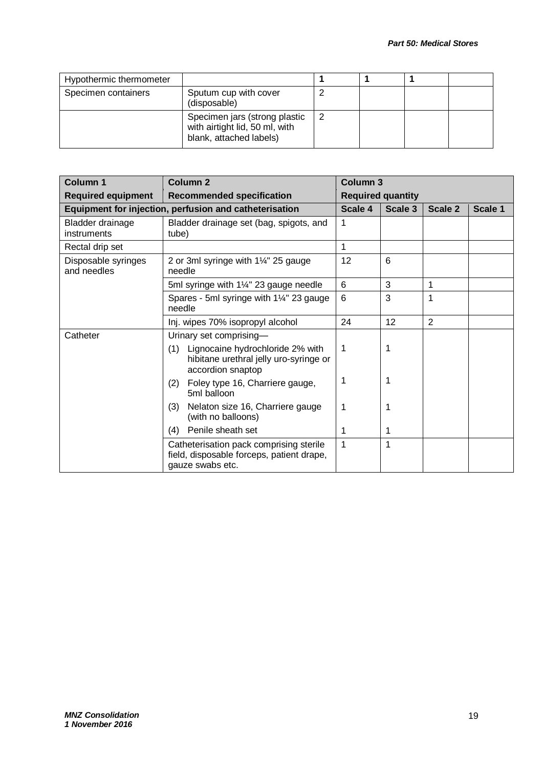| Hypothermic thermometer | | **1** | **1** | **1** | |
|---|---|---|---|---|---|
| Specimen containers | Sputum cup with cover (disposable) | 2 | | | |
| | Specimen jars (strong plastic with airtight lid, 50 ml, with blank, attached labels) | 2 | | | |

| **Column 1** | **Column 2** | **Column 3** | | | |
|---|---|---|---|---|---|
| **Required equipment** | **Recommended specification** | **Required quantity** | | | |
| **Equipment for injection, perfusion and catheterisation** | | **Scale 4** | **Scale 3** | **Scale 2** | **Scale 1** |
| Bladder drainage instruments | Bladder drainage set (bag, spigots, and tube) | 1 | | | |
| Rectal drip set | | 1 | | | |
| Disposable syringes and needles | 2 or 3ml syringe with 1¼" 25 gauge needle | 12 | 6 | | |
| | 5ml syringe with 1¼" 23 gauge needle | 6 | 3 | 1 | |
| | Spares - 5ml syringe with 1¼" 23 gauge needle | 6 | 3 | 1 | |
| | Inj. wipes 70% isopropyl alcohol | 24 | 12 | 2 | |
| Catheter | Urinary set comprising— | | | | |
| | (1) Lignocaine hydrochloride 2% with hibitane urethral jelly uro-syringe or accordion snaptop | 1 | 1 | | |
| | (2) Foley type 16, Charriere gauge, 5ml balloon | 1 | 1 | | |
| | (3) Nelaton size 16, Charriere gauge (with no balloons) | 1 | 1 | | |
| | (4) Penile sheath set | 1 | 1 | | |
| | Catheterisation pack comprising sterile field, disposable forceps, patient drape, gauze swabs etc. | 1 | 1 | | |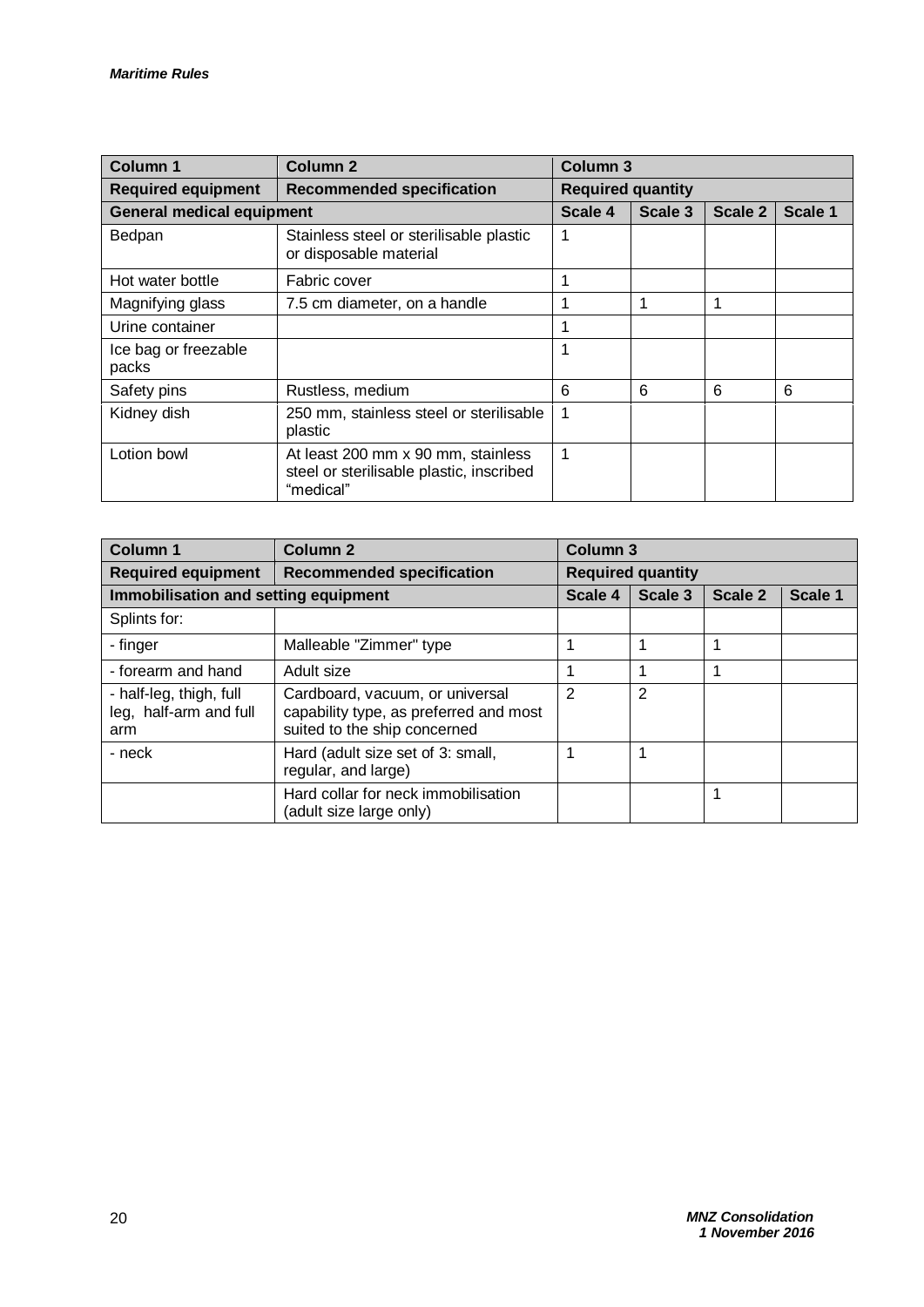| Column 1 | Column 2 | Column 3 | | | |
|---|---|---|---|---|---|
| **Required equipment** | **Recommended specification** | **Required quantity** | | | |
| **General medical equipment** | | **Scale 4** | **Scale 3** | **Scale 2** | **Scale 1** |
| Bedpan | Stainless steel or sterilisable plastic or disposable material | 1 | | | |
| Hot water bottle | Fabric cover | 1 | | | |
| Magnifying glass | 7.5 cm diameter, on a handle | 1 | 1 | 1 | |
| Urine container | | 1 | | | |
| Ice bag or freezable packs | | 1 | | | |
| Safety pins | Rustless, medium | 6 | 6 | 6 | 6 |
| Kidney dish | 250 mm, stainless steel or sterilisable plastic | 1 | | | |
| Lotion bowl | At least 200 mm x 90 mm, stainless steel or sterilisable plastic, inscribed "medical" | 1 | | | |

| Column 1 | Column 2 | Column 3 | | | |
|---|---|---|---|---|---|
| **Required equipment** | **Recommended specification** | **Required quantity** | | | |
| **Immobilisation and setting equipment** | | **Scale 4** | **Scale 3** | **Scale 2** | **Scale 1** |
| Splints for: | | | | | |
| - finger | Malleable "Zimmer" type | 1 | 1 | 1 | |
| - forearm and hand | Adult size | 1 | 1 | 1 | |
| - half-leg, thigh, full leg, half-arm and full arm | Cardboard, vacuum, or universal capability type, as preferred and most suited to the ship concerned | 2 | 2 | | |
| - neck | Hard (adult size set of 3: small, regular, and large) | 1 | 1 | | |
| | Hard collar for neck immobilisation (adult size large only) | | | 1 | |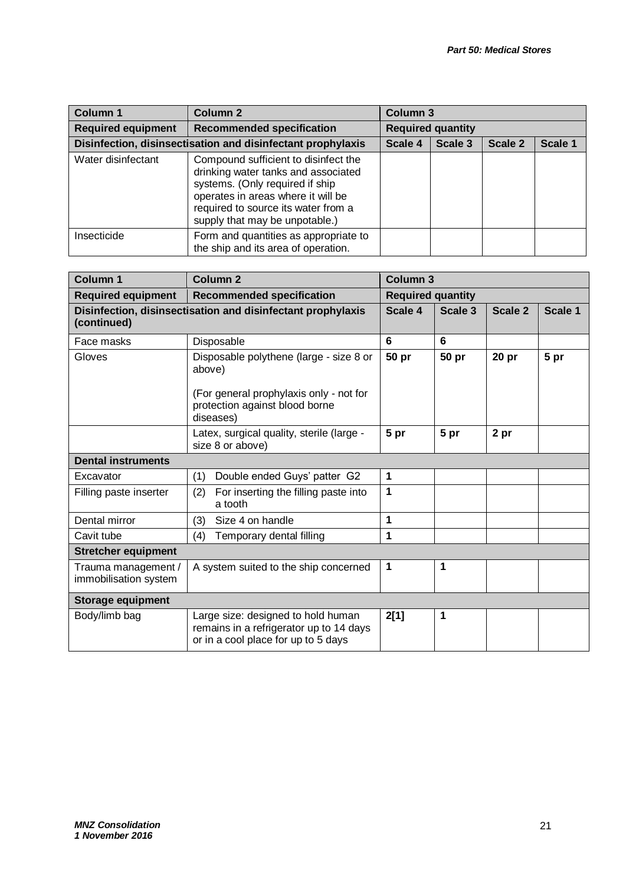| Column 1 | Column 2 | Column 3 | | | |
|---|---|---|---|---|---|
| **Required equipment** | **Recommended specification** | **Required quantity** | | | |
| **Disinfection, disinsectisation and disinfectant prophylaxis** | | **Scale 4** | **Scale 3** | **Scale 2** | **Scale 1** |
| Water disinfectant | Compound sufficient to disinfect the drinking water tanks and associated systems. (Only required if ship operates in areas where it will be required to source its water from a supply that may be unpotable.) | | | | |
| Insecticide | Form and quantities as appropriate to the ship and its area of operation. | | | | |

| Column 1 | Column 2 | Column 3 | | | |
|---|---|---|---|---|---|
| **Required equipment** | **Recommended specification** | **Required quantity** | | | |
| **Disinfection, disinsectisation and disinfectant prophylaxis (continued)** | | **Scale 4** | **Scale 3** | **Scale 2** | **Scale 1** |
| Face masks | Disposable | **6** | **6** | | |
| Gloves | Disposable polythene (large - size 8 or above)<br><br>(For general prophylaxis only - not for protection against blood borne diseases) | **50 pr** | **50 pr** | **20 pr** | **5 pr** |
| | Latex, surgical quality, sterile (large - size 8 or above) | **5 pr** | **5 pr** | **2 pr** | |
| **Dental instruments** | | | | | |
| Excavator | (1) Double ended Guys' patter G2 | **1** | | | |
| Filling paste inserter | (2) For inserting the filling paste into a tooth | **1** | | | |
| Dental mirror | (3) Size 4 on handle | **1** | | | |
| Cavit tube | (4) Temporary dental filling | **1** | | | |
| **Stretcher equipment** | | | | | |
| Trauma management / immobilisation system | A system suited to the ship concerned | **1** | **1** | | |
| **Storage equipment** | | | | | |
| Body/limb bag | Large size: designed to hold human remains in a refrigerator up to 14 days or in a cool place for up to 5 days | **2[1]** | **1** | | |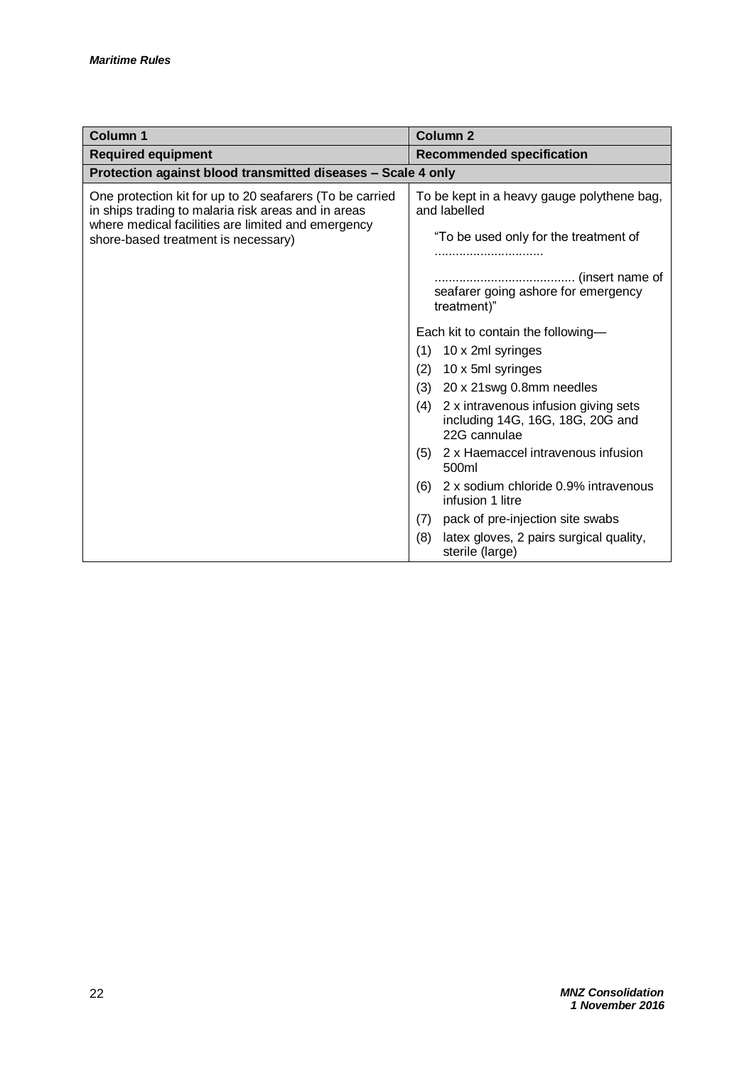| Column 1 | Column 2 |
|---|---|
| **Required equipment** | **Recommended specification** |
| **Protection against blood transmitted diseases – Scale 4 only** | |
| One protection kit for up to 20 seafarers (To be carried in ships trading to malaria risk areas and in areas where medical facilities are limited and emergency shore-based treatment is necessary) | To be kept in a heavy gauge polythene bag, and labelled<br><br>"To be used only for the treatment of ..............................<br><br>....................................... (insert name of seafarer going ashore for emergency treatment)"<br><br>Each kit to contain the following—<br><br>(1) 10 x 2ml syringes<br>(2) 10 x 5ml syringes<br>(3) 20 x 21swg 0.8mm needles<br>(4) 2 x intravenous infusion giving sets including 14G, 16G, 18G, 20G and 22G cannulae<br>(5) 2 x Haemaccel intravenous infusion 500ml<br>(6) 2 x sodium chloride 0.9% intravenous infusion 1 litre<br>(7) pack of pre-injection site swabs<br>(8) latex gloves, 2 pairs surgical quality, sterile (large) |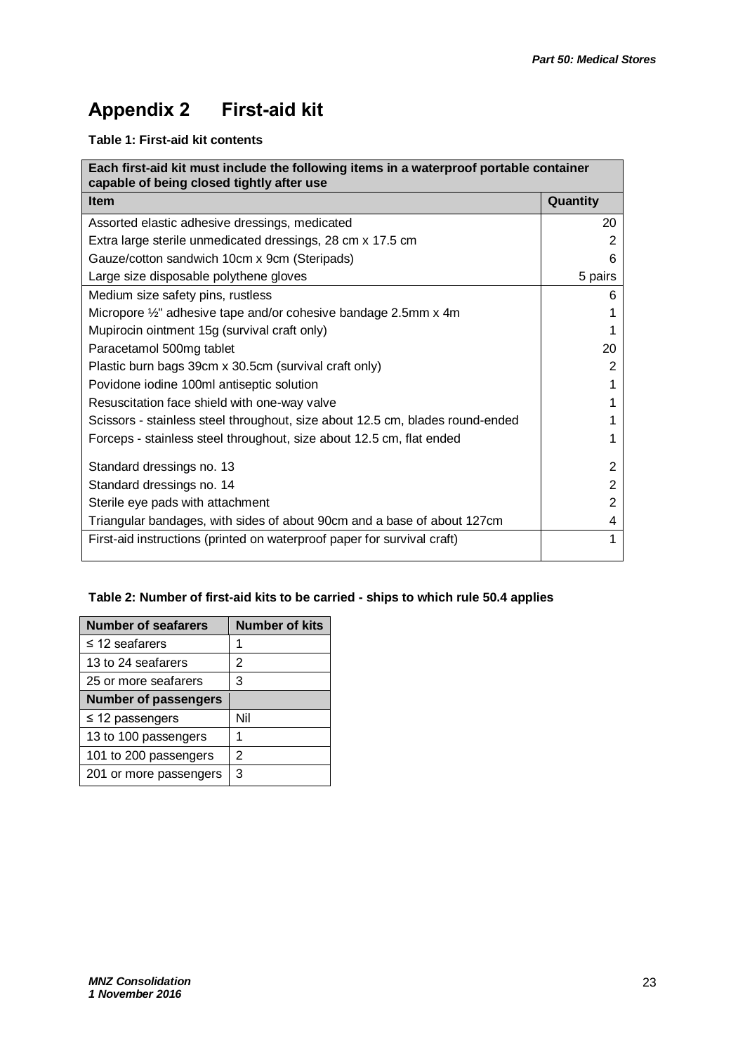# Appendix 2 First-aid kit

**Table 1: First-aid kit contents**

| Each first-aid kit must include the following items in a waterproof portable container capable of being closed tightly after use | |
|---|---|
| **Item** | **Quantity** |
| Assorted elastic adhesive dressings, medicated | 20 |
| Extra large sterile unmedicated dressings, 28 cm x 17.5 cm | 2 |
| Gauze/cotton sandwich 10cm x 9cm (Steripads) | 6 |
| Large size disposable polythene gloves | 5 pairs |
| Medium size safety pins, rustless | 6 |
| Micropore ½" adhesive tape and/or cohesive bandage 2.5mm x 4m | 1 |
| Mupirocin ointment 15g (survival craft only) | 1 |
| Paracetamol 500mg tablet | 20 |
| Plastic burn bags 39cm x 30.5cm (survival craft only) | 2 |
| Povidone iodine 100ml antiseptic solution | 1 |
| Resuscitation face shield with one-way valve | 1 |
| Scissors - stainless steel throughout, size about 12.5 cm, blades round-ended | 1 |
| Forceps - stainless steel throughout, size about 12.5 cm, flat ended | 1 |
| Standard dressings no. 13 | 2 |
| Standard dressings no. 14 | 2 |
| Sterile eye pads with attachment | 2 |
| Triangular bandages, with sides of about 90cm and a base of about 127cm | 4 |
| First-aid instructions (printed on waterproof paper for survival craft) | 1 |

**Table 2: Number of first-aid kits to be carried - ships to which rule 50.4 applies**

| Number of seafarers | Number of kits |
|---|---|
| ≤ 12 seafarers | 1 |
| 13 to 24 seafarers | 2 |
| 25 or more seafarers | 3 |
| **Number of passengers** | |
| ≤ 12 passengers | Nil |
| 13 to 100 passengers | 1 |
| 101 to 200 passengers | 2 |
| 201 or more passengers | 3 |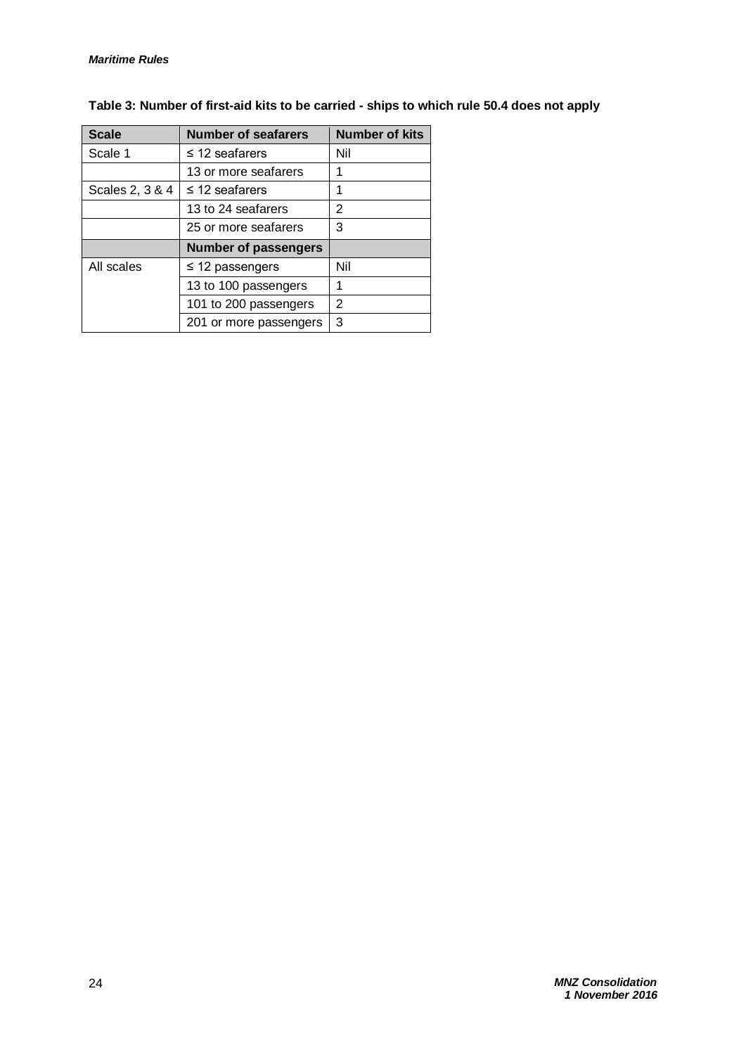**Table 3: Number of first-aid kits to be carried - ships to which rule 50.4 does not apply**

| Scale | Number of seafarers | Number of kits |
|---|---|---|
| Scale 1 | ≤ 12 seafarers | Nil |
| | 13 or more seafarers | 1 |
| Scales 2, 3 & 4 | ≤ 12 seafarers | 1 |
| | 13 to 24 seafarers | 2 |
| | 25 or more seafarers | 3 |
| | **Number of passengers** | |
| All scales | ≤ 12 passengers | Nil |
| | 13 to 100 passengers | 1 |
| | 101 to 200 passengers | 2 |
| | 201 or more passengers | 3 |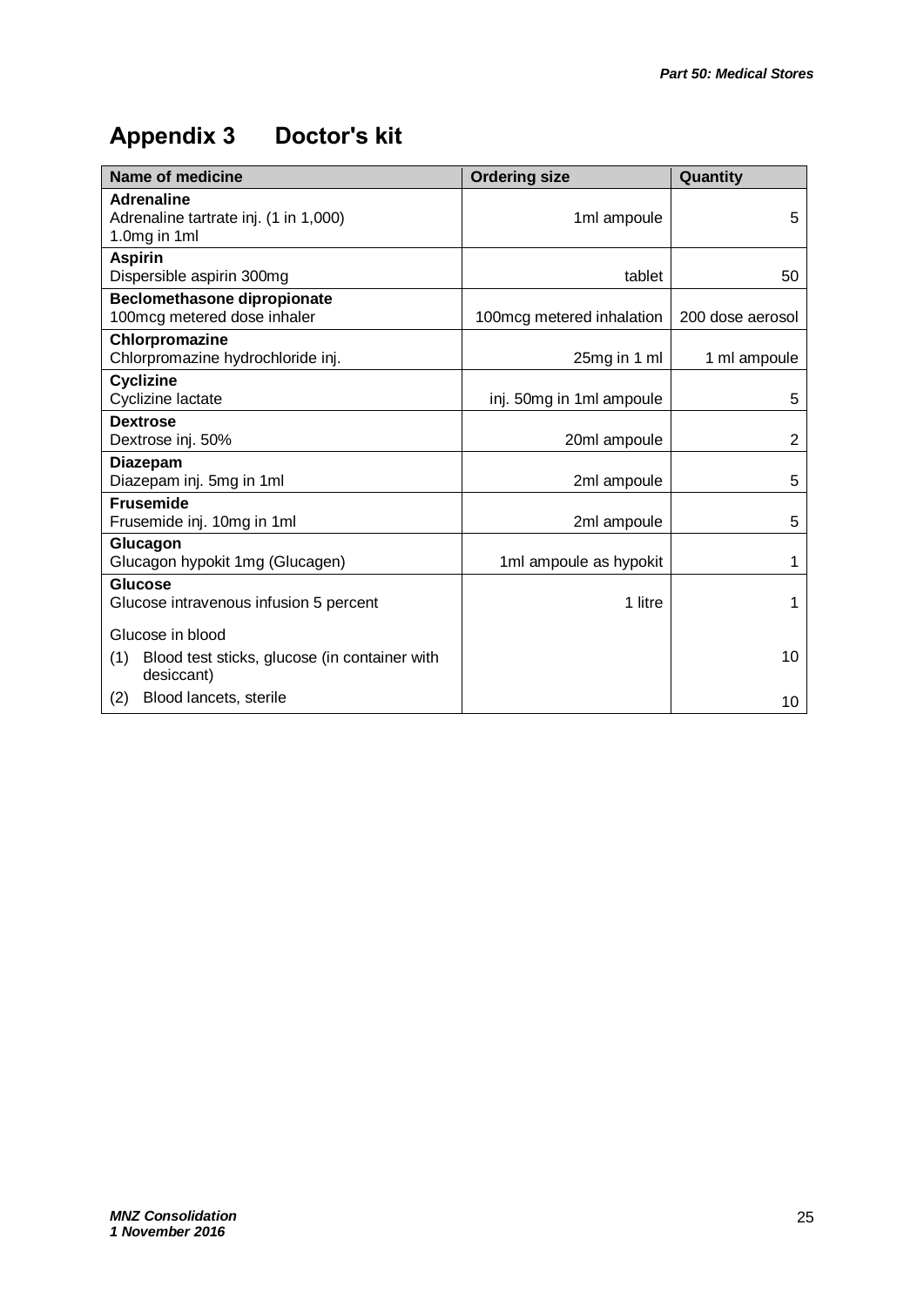# Appendix 3 Doctor's kit

| Name of medicine | Ordering size | Quantity |
|---|---|---|
| **Adrenaline**<br>Adrenaline tartrate inj. (1 in 1,000)<br>1.0mg in 1ml | 1ml ampoule | 5 |
| **Aspirin**<br>Dispersible aspirin 300mg | tablet | 50 |
| **Beclomethasone dipropionate**<br>100mcg metered dose inhaler | 100mcg metered inhalation | 200 dose aerosol |
| **Chlorpromazine**<br>Chlorpromazine hydrochloride inj. | 25mg in 1 ml | 1 ml ampoule |
| **Cyclizine**<br>Cyclizine lactate | inj. 50mg in 1ml ampoule | 5 |
| **Dextrose**<br>Dextrose inj. 50% | 20ml ampoule | 2 |
| **Diazepam**<br>Diazepam inj. 5mg in 1ml | 2ml ampoule | 5 |
| **Frusemide**<br>Frusemide inj. 10mg in 1ml | 2ml ampoule | 5 |
| **Glucagon**<br>Glucagon hypokit 1mg (Glucagen) | 1ml ampoule as hypokit | 1 |
| **Glucose**<br>Glucose intravenous infusion 5 percent | 1 litre | 1 |
| Glucose in blood | | |
| (1) Blood test sticks, glucose (in container with desiccant) | | 10 |
| (2) Blood lancets, sterile | | 10 |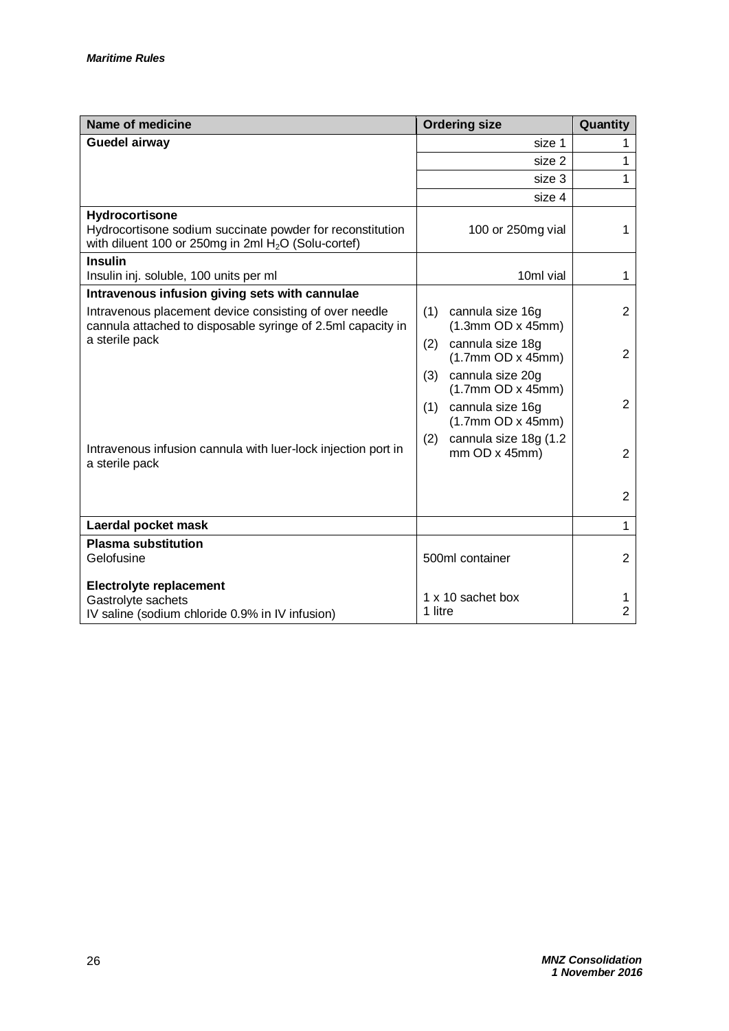| Name of medicine | Ordering size | Quantity |
| --- | --- | --- |
| **Guedel airway** | size 1 | 1 |
| | size 2 | 1 |
| | size 3 | 1 |
| | size 4 | |
| **Hydrocortisone**<br>Hydrocortisone sodium succinate powder for reconstitution with diluent 100 or 250mg in 2ml $H_2O$ (Solu-cortef) | 100 or 250mg vial | 1 |
| **Insulin**<br>Insulin inj. soluble, 100 units per ml | 10ml vial | 1 |
| **Intravenous infusion giving sets with cannulae** | | |
| Intravenous placement device consisting of over needle cannula attached to disposable syringe of 2.5ml capacity in a sterile pack | (1) cannula size 16g (1.3mm OD x 45mm) | 2 |
| | (2) cannula size 18g (1.7mm OD x 45mm) | 2 |
| | (3) cannula size 20g (1.7mm OD x 45mm) | 2 |
| Intravenous infusion cannula with luer-lock injection port in a sterile pack | (1) cannula size 16g (1.7mm OD x 45mm) | 2 |
| | (2) cannula size 18g (1.2 mm OD x 45mm) | 2 |
| **Laerdal pocket mask** | | 1 |
| **Plasma substitution**<br>Gelofusine | 500ml container | 2 |
| **Electrolyte replacement**<br>Gastrolyte sachets | 1 x 10 sachet box | 1 |
| IV saline (sodium chloride 0.9% in IV infusion) | 1 litre | 2 |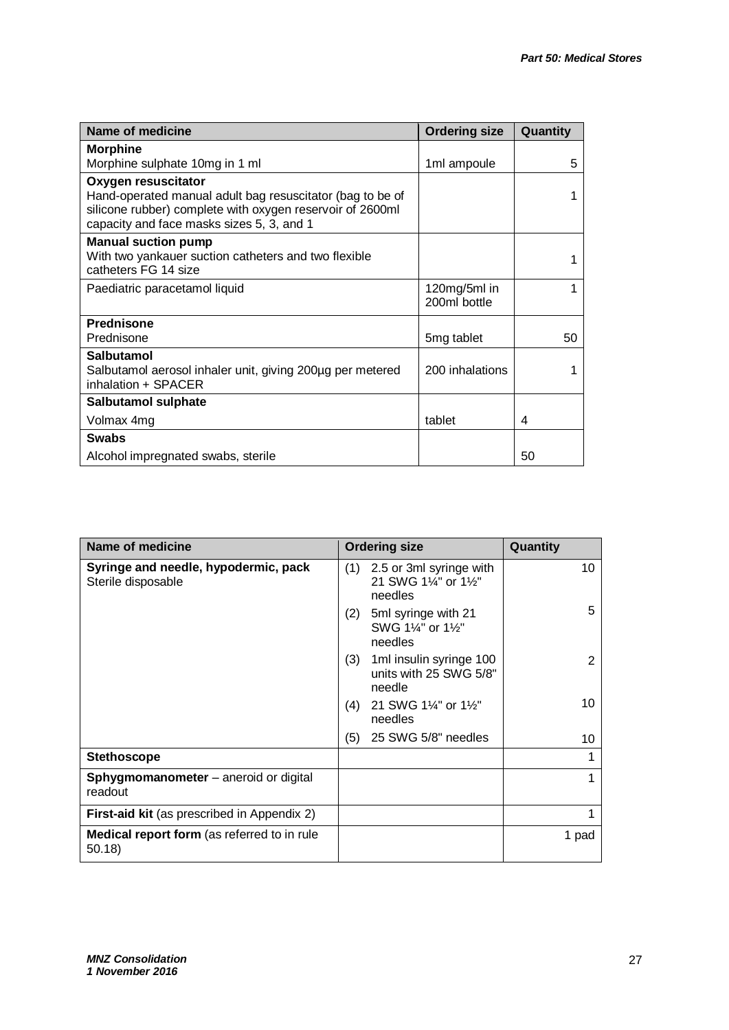| Name of medicine | Ordering size | Quantity |
|---|---|---|
| **Morphine**<br>Morphine sulphate 10mg in 1 ml | 1ml ampoule | 5 |
| **Oxygen resuscitator**<br>Hand-operated manual adult bag resuscitator (bag to be of silicone rubber) complete with oxygen reservoir of 2600ml capacity and face masks sizes 5, 3, and 1 | | 1 |
| **Manual suction pump**<br>With two yankauer suction catheters and two flexible catheters FG 14 size | | 1 |
| Paediatric paracetamol liquid | 120mg/5ml in 200ml bottle | 1 |
| **Prednisone**<br>Prednisone | 5mg tablet | 50 |
| **Salbutamol**<br>Salbutamol aerosol inhaler unit, giving 200µg per metered inhalation + SPACER | 200 inhalations | 1 |
| **Salbutamol sulphate**<br>Volmax 4mg | tablet | 4 |
| **Swabs**<br>Alcohol impregnated swabs, sterile | | 50 |

| Name of medicine | Ordering size | Quantity |
|---|---|---|
| **Syringe and needle, hypodermic, pack**<br>Sterile disposable | (1) 2.5 or 3ml syringe with 21 SWG 1¼" or 1½" needles | 10 |
| | (2) 5ml syringe with 21 SWG 1¼" or 1½" needles | 5 |
| | (3) 1ml insulin syringe 100 units with 25 SWG 5/8" needle | 2 |
| | (4) 21 SWG 1¼" or 1½" needles | 10 |
| | (5) 25 SWG 5/8" needles | 10 |
| **Stethoscope** | | 1 |
| **Sphygmomanometer** – aneroid or digital readout | | 1 |
| **First-aid kit** (as prescribed in Appendix 2) | | 1 |
| **Medical report form** (as referred to in rule 50.18) | | 1 pad |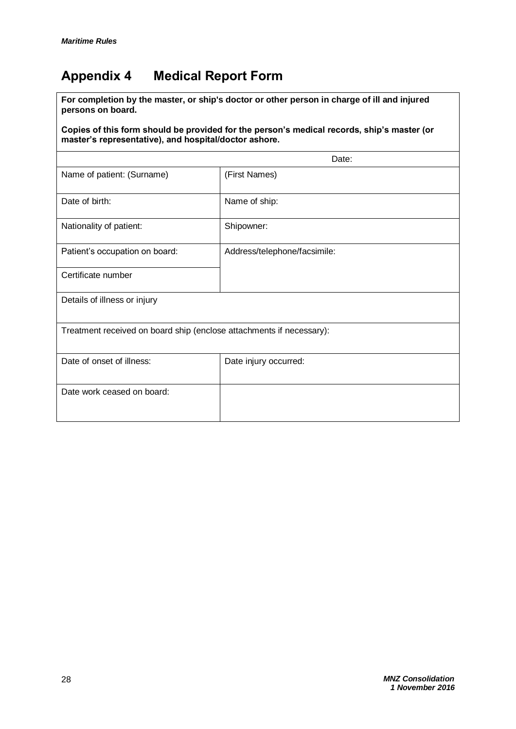# Appendix 4 Medical Report Form

| **For completion by the master, or ship's doctor or other person in charge of ill and injured persons on board.**<br><br>**Copies of this form should be provided for the person's medical records, ship's master (or master's representative), and hospital/doctor ashore.** | |
|---|---|
| | Date: |
| Name of patient: (Surname) | (First Names) |
| Date of birth: | Name of ship: |
| Nationality of patient: | Shipowner: |
| Patient's occupation on board: | Address/telephone/facsimile: |
| Certificate number | |
| Details of illness or injury | |
| Treatment received on board ship (enclose attachments if necessary): | |
| Date of onset of illness: | Date injury occurred: |
| Date work ceased on board: | |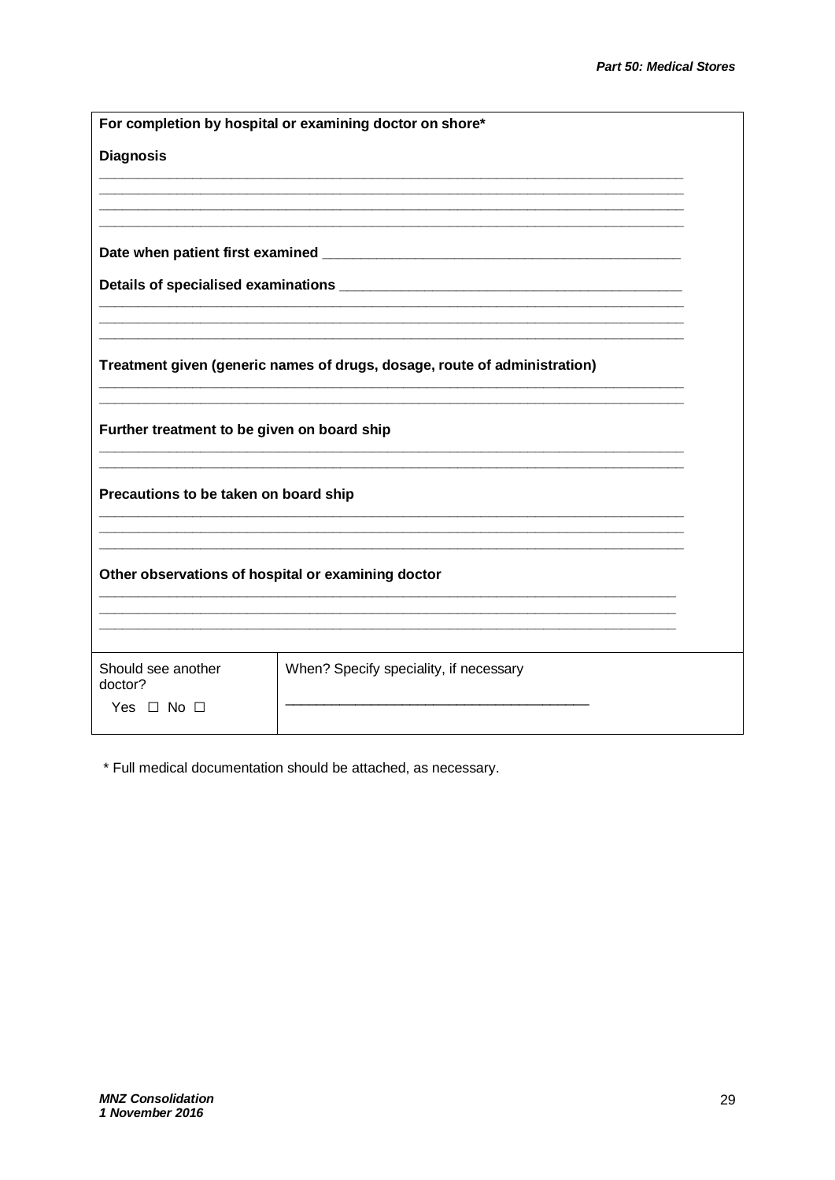**For completion by hospital or examining doctor on shore***

**Diagnosis**

\_\_\_\_\_\_\_\_\_\_\_\_\_\_\_\_\_\_\_\_\_\_\_\_\_\_\_\_\_\_\_\_\_\_\_\_\_\_\_\_\_\_\_\_\_\_\_\_\_\_\_\_\_\_\_\_\_\_\_\_\_\_\_\_\_\_\_\_\_\_\_\_\_\_\_\_
\_\_\_\_\_\_\_\_\_\_\_\_\_\_\_\_\_\_\_\_\_\_\_\_\_\_\_\_\_\_\_\_\_\_\_\_\_\_\_\_\_\_\_\_\_\_\_\_\_\_\_\_\_\_\_\_\_\_\_\_\_\_\_\_\_\_\_\_\_\_\_\_\_\_\_\_
\_\_\_\_\_\_\_\_\_\_\_\_\_\_\_\_\_\_\_\_\_\_\_\_\_\_\_\_\_\_\_\_\_\_\_\_\_\_\_\_\_\_\_\_\_\_\_\_\_\_\_\_\_\_\_\_\_\_\_\_\_\_\_\_\_\_\_\_\_\_\_\_\_\_\_\_
\_\_\_\_\_\_\_\_\_\_\_\_\_\_\_\_\_\_\_\_\_\_\_\_\_\_\_\_\_\_\_\_\_\_\_\_\_\_\_\_\_\_\_\_\_\_\_\_\_\_\_\_\_\_\_\_\_\_\_\_\_\_\_\_\_\_\_\_\_\_\_\_\_\_\_\_

**Date when patient first examined** \_\_\_\_\_\_\_\_\_\_\_\_\_\_\_\_\_\_\_\_\_\_\_\_\_\_\_\_\_\_\_\_\_\_\_\_\_\_\_\_\_\_\_\_\_\_

**Details of specialised examinations** \_\_\_\_\_\_\_\_\_\_\_\_\_\_\_\_\_\_\_\_\_\_\_\_\_\_\_\_\_\_\_\_\_\_\_\_\_\_\_\_\_\_\_\_
\_\_\_\_\_\_\_\_\_\_\_\_\_\_\_\_\_\_\_\_\_\_\_\_\_\_\_\_\_\_\_\_\_\_\_\_\_\_\_\_\_\_\_\_\_\_\_\_\_\_\_\_\_\_\_\_\_\_\_\_\_\_\_\_\_\_\_\_\_\_\_\_\_\_\_\_
\_\_\_\_\_\_\_\_\_\_\_\_\_\_\_\_\_\_\_\_\_\_\_\_\_\_\_\_\_\_\_\_\_\_\_\_\_\_\_\_\_\_\_\_\_\_\_\_\_\_\_\_\_\_\_\_\_\_\_\_\_\_\_\_\_\_\_\_\_\_\_\_\_\_\_\_
\_\_\_\_\_\_\_\_\_\_\_\_\_\_\_\_\_\_\_\_\_\_\_\_\_\_\_\_\_\_\_\_\_\_\_\_\_\_\_\_\_\_\_\_\_\_\_\_\_\_\_\_\_\_\_\_\_\_\_\_\_\_\_\_\_\_\_\_\_\_\_\_\_\_\_\_

**Treatment given (generic names of drugs, dosage, route of administration)**

\_\_\_\_\_\_\_\_\_\_\_\_\_\_\_\_\_\_\_\_\_\_\_\_\_\_\_\_\_\_\_\_\_\_\_\_\_\_\_\_\_\_\_\_\_\_\_\_\_\_\_\_\_\_\_\_\_\_\_\_\_\_\_\_\_\_\_\_\_\_\_\_\_\_\_\_
\_\_\_\_\_\_\_\_\_\_\_\_\_\_\_\_\_\_\_\_\_\_\_\_\_\_\_\_\_\_\_\_\_\_\_\_\_\_\_\_\_\_\_\_\_\_\_\_\_\_\_\_\_\_\_\_\_\_\_\_\_\_\_\_\_\_\_\_\_\_\_\_\_\_\_\_

**Further treatment to be given on board ship**

\_\_\_\_\_\_\_\_\_\_\_\_\_\_\_\_\_\_\_\_\_\_\_\_\_\_\_\_\_\_\_\_\_\_\_\_\_\_\_\_\_\_\_\_\_\_\_\_\_\_\_\_\_\_\_\_\_\_\_\_\_\_\_\_\_\_\_\_\_\_\_\_\_\_\_\_
\_\_\_\_\_\_\_\_\_\_\_\_\_\_\_\_\_\_\_\_\_\_\_\_\_\_\_\_\_\_\_\_\_\_\_\_\_\_\_\_\_\_\_\_\_\_\_\_\_\_\_\_\_\_\_\_\_\_\_\_\_\_\_\_\_\_\_\_\_\_\_\_\_\_\_\_

**Precautions to be taken on board ship**

\_\_\_\_\_\_\_\_\_\_\_\_\_\_\_\_\_\_\_\_\_\_\_\_\_\_\_\_\_\_\_\_\_\_\_\_\_\_\_\_\_\_\_\_\_\_\_\_\_\_\_\_\_\_\_\_\_\_\_\_\_\_\_\_\_\_\_\_\_\_\_\_\_\_\_\_
\_\_\_\_\_\_\_\_\_\_\_\_\_\_\_\_\_\_\_\_\_\_\_\_\_\_\_\_\_\_\_\_\_\_\_\_\_\_\_\_\_\_\_\_\_\_\_\_\_\_\_\_\_\_\_\_\_\_\_\_\_\_\_\_\_\_\_\_\_\_\_\_\_\_\_\_
\_\_\_\_\_\_\_\_\_\_\_\_\_\_\_\_\_\_\_\_\_\_\_\_\_\_\_\_\_\_\_\_\_\_\_\_\_\_\_\_\_\_\_\_\_\_\_\_\_\_\_\_\_\_\_\_\_\_\_\_\_\_\_\_\_\_\_\_\_\_\_\_\_\_\_\_

**Other observations of hospital or examining doctor**

\_\_\_\_\_\_\_\_\_\_\_\_\_\_\_\_\_\_\_\_\_\_\_\_\_\_\_\_\_\_\_\_\_\_\_\_\_\_\_\_\_\_\_\_\_\_\_\_\_\_\_\_\_\_\_\_\_\_\_\_\_\_\_\_\_\_\_\_\_\_\_\_\_\_\_\_
\_\_\_\_\_\_\_\_\_\_\_\_\_\_\_\_\_\_\_\_\_\_\_\_\_\_\_\_\_\_\_\_\_\_\_\_\_\_\_\_\_\_\_\_\_\_\_\_\_\_\_\_\_\_\_\_\_\_\_\_\_\_\_\_\_\_\_\_\_\_\_\_\_\_\_\_
\_\_\_\_\_\_\_\_\_\_\_\_\_\_\_\_\_\_\_\_\_\_\_\_\_\_\_\_\_\_\_\_\_\_\_\_\_\_\_\_\_\_\_\_\_\_\_\_\_\_\_\_\_\_\_\_\_\_\_\_\_\_\_\_\_\_\_\_\_\_\_\_\_\_\_\_

| Should see another doctor? | When? Specify speciality, if necessary |
|---|---|
| Yes ☐ No ☐ | \_\_\_\_\_\_\_\_\_\_\_\_\_\_\_\_\_\_\_\_\_\_\_\_\_\_\_\_\_\_\_\_\_\_\_\_\_\_\_\_ |

\* Full medical documentation should be attached, as necessary.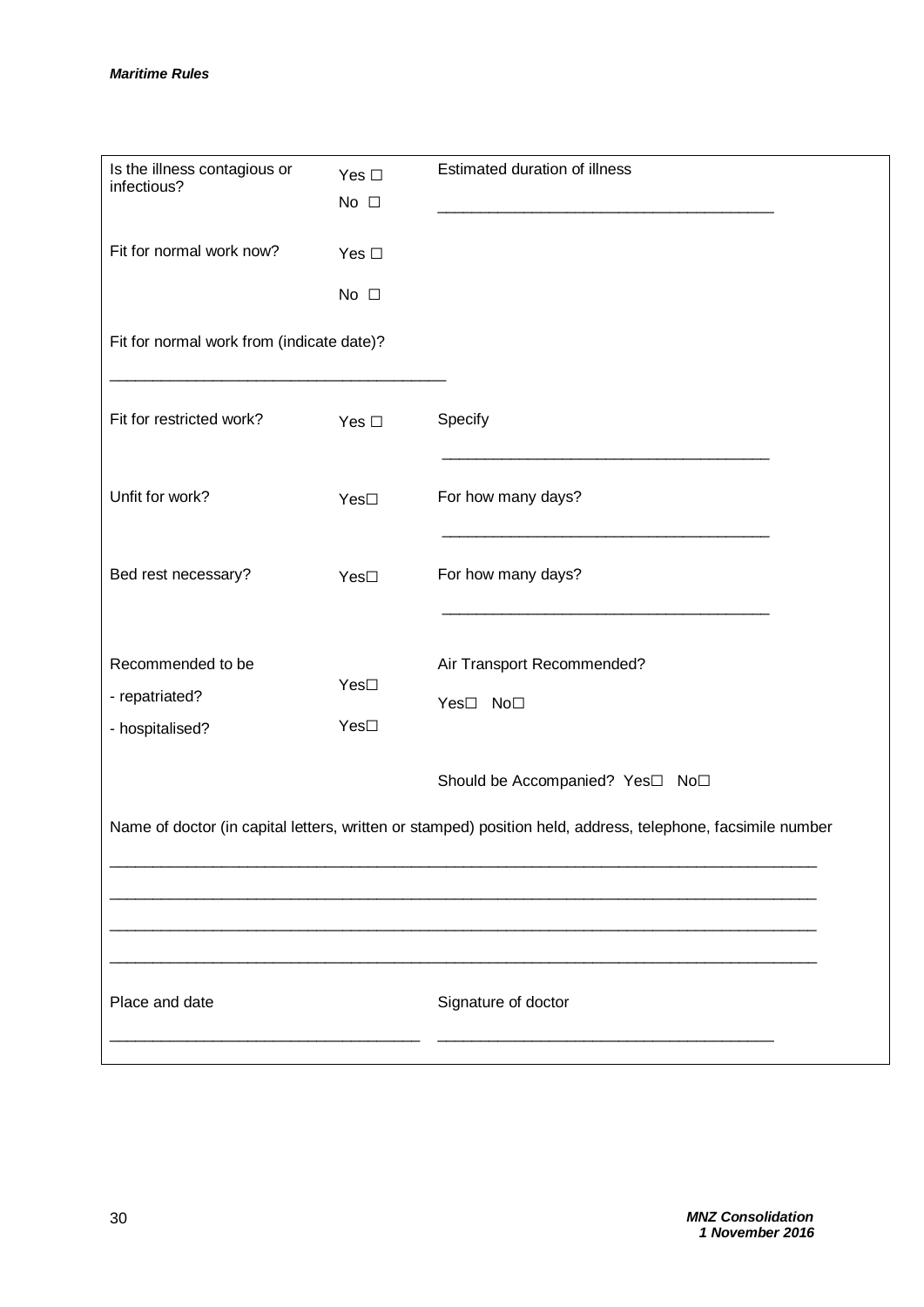Is the illness contagious or infectious? Yes ☐ No ☐

Estimated duration of illness

\_\_\_\_\_\_\_\_\_\_\_\_\_\_\_\_\_\_\_\_\_\_\_\_\_\_\_\_\_\_\_\_\_\_\_\_\_\_\_

Fit for normal work now? Yes ☐ No ☐

Fit for normal work from (indicate date)?

\_\_\_\_\_\_\_\_\_\_\_\_\_\_\_\_\_\_\_\_\_\_\_\_\_\_\_\_\_\_\_\_\_\_\_\_\_\_\_

Fit for restricted work? Yes ☐

Specify

\_\_\_\_\_\_\_\_\_\_\_\_\_\_\_\_\_\_\_\_\_\_\_\_\_\_\_\_\_\_\_\_\_\_\_\_\_\_\_

Unfit for work? Yes☐

For how many days?

\_\_\_\_\_\_\_\_\_\_\_\_\_\_\_\_\_\_\_\_\_\_\_\_\_\_\_\_\_\_\_\_\_\_\_\_\_\_\_

Bed rest necessary? Yes☐

For how many days?

\_\_\_\_\_\_\_\_\_\_\_\_\_\_\_\_\_\_\_\_\_\_\_\_\_\_\_\_\_\_\_\_\_\_\_\_\_\_\_

Recommended to be
- repatriated? Yes☐
- hospitalised? Yes☐

Air Transport Recommended?

Yes☐ No☐

Should be Accompanied? Yes☐ No☐

Name of doctor (in capital letters, written or stamped) position held, address, telephone, facsimile number

\_\_\_\_\_\_\_\_\_\_\_\_\_\_\_\_\_\_\_\_\_\_\_\_\_\_\_\_\_\_\_\_\_\_\_\_\_\_\_\_\_\_\_\_\_\_\_\_\_\_\_\_\_\_\_\_\_\_\_\_\_\_\_\_\_\_\_\_\_\_\_\_\_\_\_\_\_\_\_

\_\_\_\_\_\_\_\_\_\_\_\_\_\_\_\_\_\_\_\_\_\_\_\_\_\_\_\_\_\_\_\_\_\_\_\_\_\_\_\_\_\_\_\_\_\_\_\_\_\_\_\_\_\_\_\_\_\_\_\_\_\_\_\_\_\_\_\_\_\_\_\_\_\_\_\_\_\_\_

\_\_\_\_\_\_\_\_\_\_\_\_\_\_\_\_\_\_\_\_\_\_\_\_\_\_\_\_\_\_\_\_\_\_\_\_\_\_\_\_\_\_\_\_\_\_\_\_\_\_\_\_\_\_\_\_\_\_\_\_\_\_\_\_\_\_\_\_\_\_\_\_\_\_\_\_\_\_\_

\_\_\_\_\_\_\_\_\_\_\_\_\_\_\_\_\_\_\_\_\_\_\_\_\_\_\_\_\_\_\_\_\_\_\_\_\_\_\_\_\_\_\_\_\_\_\_\_\_\_\_\_\_\_\_\_\_\_\_\_\_\_\_\_\_\_\_\_\_\_\_\_\_\_\_\_\_\_\_

Place and date

\_\_\_\_\_\_\_\_\_\_\_\_\_\_\_\_\_\_\_\_\_\_\_\_\_\_\_\_\_\_\_\_\_\_\_\_

Signature of doctor

\_\_\_\_\_\_\_\_\_\_\_\_\_\_\_\_\_\_\_\_\_\_\_\_\_\_\_\_\_\_\_\_\_\_\_\_\_\_\_